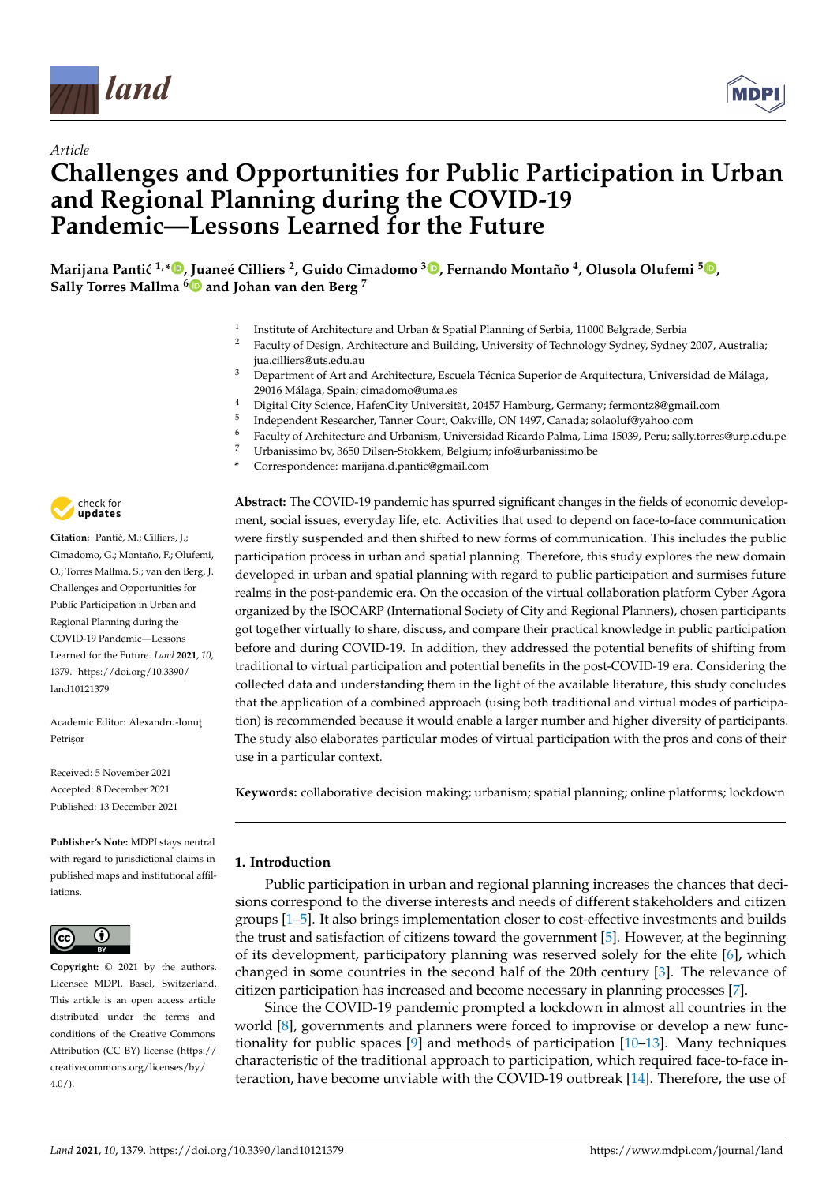*Article*

# Challenges and Opportunities for Public Participation in Urban and Regional Planning during the COVID-19 Pandemic—Lessons Learned for the Future

**Marijana Pantić [1,*], Juaneé Cilliers [2], Guido Cimadomo [3], Fernando Montaño [4], Olusola Olufemi [5], Sally Torres Mallma [6] and Johan van den Berg [7]**

[1] Institute of Architecture and Urban & Spatial Planning of Serbia, 11000 Belgrade, Serbia
[2] Faculty of Design, Architecture and Building, University of Technology Sydney, Sydney 2007, Australia; jua.cilliers@uts.edu.au
[3] Department of Art and Architecture, Escuela Técnica Superior de Arquitectura, Universidad de Málaga, 29016 Málaga, Spain; cimadomo@uma.es
[4] Digital City Science, HafenCity Universität, 20457 Hamburg, Germany; fermontz8@gmail.com
[5] Independent Researcher, Tanner Court, Oakville, ON 1497, Canada; solaoluf@yahoo.com
[6] Faculty of Architecture and Urbanism, Universidad Ricardo Palma, Lima 15039, Peru; sally.torres@urp.edu.pe
[7] Urbanissimo bv, 3650 Dilsen-Stokkem, Belgium; info@urbanissimo.be
\* Correspondence: marijana.d.pantic@gmail.com

**Citation:** Pantić, M.; Cilliers, J.; Cimadomo, G.; Montaño, F.; Olufemi, O.; Torres Mallma, S.; van den Berg, J. Challenges and Opportunities for Public Participation in Urban and Regional Planning during the COVID-19 Pandemic—Lessons Learned for the Future. *Land* **2021**, *10*, 1379. https://doi.org/10.3390/land10121379

Academic Editor: Alexandru-Ionuţ Petrişor

Received: 5 November 2021
Accepted: 8 December 2021
Published: 13 December 2021

**Publisher's Note:** MDPI stays neutral with regard to jurisdictional claims in published maps and institutional affiliations.

**Copyright:** © 2021 by the authors. Licensee MDPI, Basel, Switzerland. This article is an open access article distributed under the terms and conditions of the Creative Commons Attribution (CC BY) license (https://creativecommons.org/licenses/by/4.0/).

**Abstract:** The COVID-19 pandemic has spurred significant changes in the fields of economic development, social issues, everyday life, etc. Activities that used to depend on face-to-face communication were firstly suspended and then shifted to new forms of communication. This includes the public participation process in urban and spatial planning. Therefore, this study explores the new domain developed in urban and spatial planning with regard to public participation and surmises future realms in the post-pandemic era. On the occasion of the virtual collaboration platform Cyber Agora organized by the ISOCARP (International Society of City and Regional Planners), chosen participants got together virtually to share, discuss, and compare their practical knowledge in public participation before and during COVID-19. In addition, they addressed the potential benefits of shifting from traditional to virtual participation and potential benefits in the post-COVID-19 era. Considering the collected data and understanding them in the light of the available literature, this study concludes that the application of a combined approach (using both traditional and virtual modes of participation) is recommended because it would enable a larger number and higher diversity of participants. The study also elaborates particular modes of virtual participation with the pros and cons of their use in a particular context.

**Keywords:** collaborative decision making; urbanism; spatial planning; online platforms; lockdown

## 1. Introduction

Public participation in urban and regional planning increases the chances that decisions correspond to the diverse interests and needs of different stakeholders and citizen groups [1–5]. It also brings implementation closer to cost-effective investments and builds the trust and satisfaction of citizens toward the government [5]. However, at the beginning of its development, participatory planning was reserved solely for the elite [6], which changed in some countries in the second half of the 20th century [3]. The relevance of citizen participation has increased and become necessary in planning processes [7].

Since the COVID-19 pandemic prompted a lockdown in almost all countries in the world [8], governments and planners were forced to improvise or develop a new functionality for public spaces [9] and methods of participation [10–13]. Many techniques characteristic of the traditional approach to participation, which required face-to-face interaction, have become unviable with the COVID-19 outbreak [14]. Therefore, the use of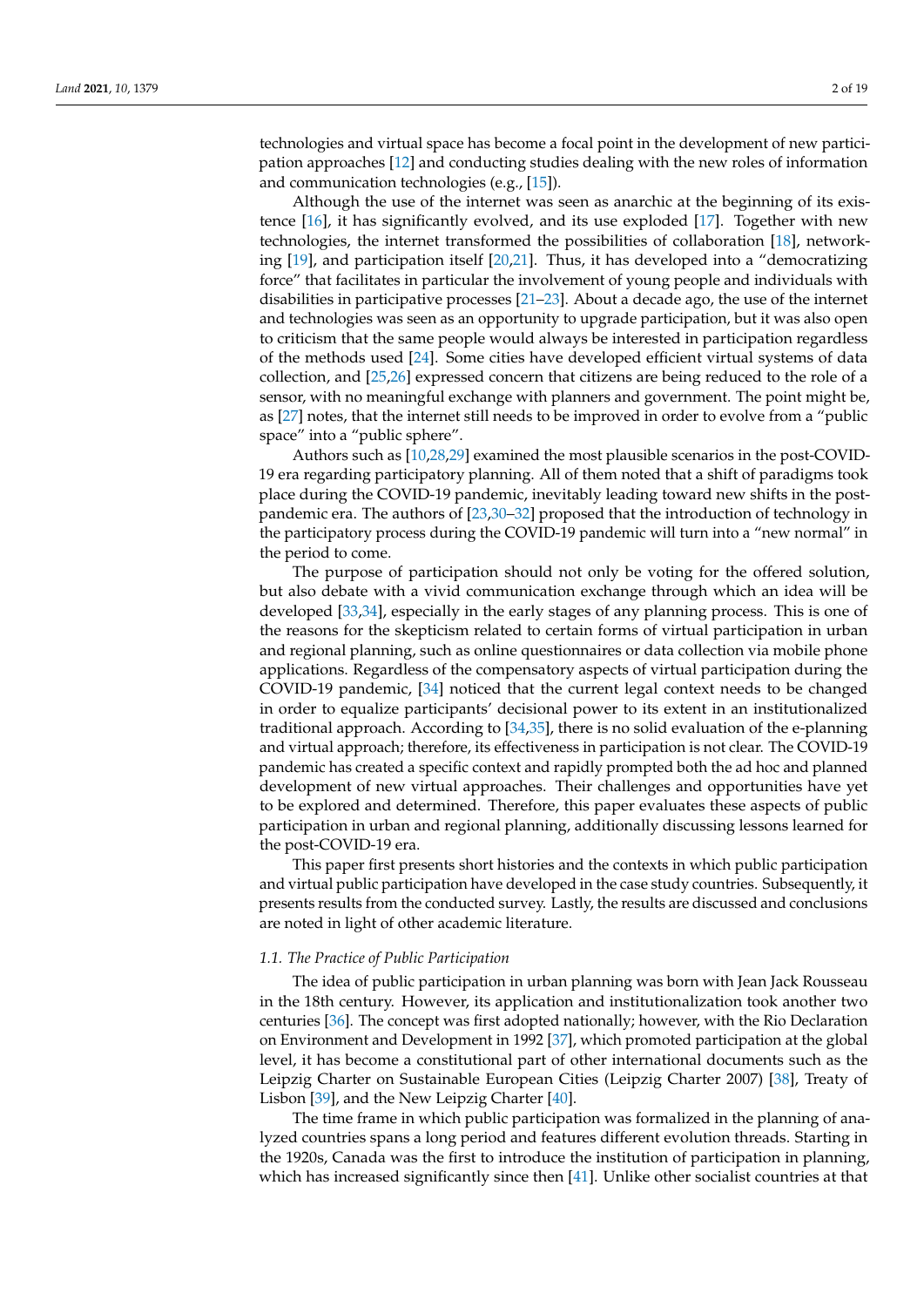technologies and virtual space has become a focal point in the development of new participation approaches [12] and conducting studies dealing with the new roles of information and communication technologies (e.g., [15]).

Although the use of the internet was seen as anarchic at the beginning of its existence [16], it has significantly evolved, and its use exploded [17]. Together with new technologies, the internet transformed the possibilities of collaboration [18], networking [19], and participation itself [20,21]. Thus, it has developed into a "democratizing force" that facilitates in particular the involvement of young people and individuals with disabilities in participative processes [21–23]. About a decade ago, the use of the internet and technologies was seen as an opportunity to upgrade participation, but it was also open to criticism that the same people would always be interested in participation regardless of the methods used [24]. Some cities have developed efficient virtual systems of data collection, and [25,26] expressed concern that citizens are being reduced to the role of a sensor, with no meaningful exchange with planners and government. The point might be, as [27] notes, that the internet still needs to be improved in order to evolve from a "public space" into a "public sphere".

Authors such as [10,28,29] examined the most plausible scenarios in the post-COVID-19 era regarding participatory planning. All of them noted that a shift of paradigms took place during the COVID-19 pandemic, inevitably leading toward new shifts in the post-pandemic era. The authors of [23,30–32] proposed that the introduction of technology in the participatory process during the COVID-19 pandemic will turn into a "new normal" in the period to come.

The purpose of participation should not only be voting for the offered solution, but also debate with a vivid communication exchange through which an idea will be developed [33,34], especially in the early stages of any planning process. This is one of the reasons for the skepticism related to certain forms of virtual participation in urban and regional planning, such as online questionnaires or data collection via mobile phone applications. Regardless of the compensatory aspects of virtual participation during the COVID-19 pandemic, [34] noticed that the current legal context needs to be changed in order to equalize participants' decisional power to its extent in an institutionalized traditional approach. According to [34,35], there is no solid evaluation of the e-planning and virtual approach; therefore, its effectiveness in participation is not clear. The COVID-19 pandemic has created a specific context and rapidly prompted both the ad hoc and planned development of new virtual approaches. Their challenges and opportunities have yet to be explored and determined. Therefore, this paper evaluates these aspects of public participation in urban and regional planning, additionally discussing lessons learned for the post-COVID-19 era.

This paper first presents short histories and the contexts in which public participation and virtual public participation have developed in the case study countries. Subsequently, it presents results from the conducted survey. Lastly, the results are discussed and conclusions are noted in light of other academic literature.

### *1.1. The Practice of Public Participation*

The idea of public participation in urban planning was born with Jean Jack Rousseau in the 18th century. However, its application and institutionalization took another two centuries [36]. The concept was first adopted nationally; however, with the Rio Declaration on Environment and Development in 1992 [37], which promoted participation at the global level, it has become a constitutional part of other international documents such as the Leipzig Charter on Sustainable European Cities (Leipzig Charter 2007) [38], Treaty of Lisbon [39], and the New Leipzig Charter [40].

The time frame in which public participation was formalized in the planning of analyzed countries spans a long period and features different evolution threads. Starting in the 1920s, Canada was the first to introduce the institution of participation in planning, which has increased significantly since then [41]. Unlike other socialist countries at that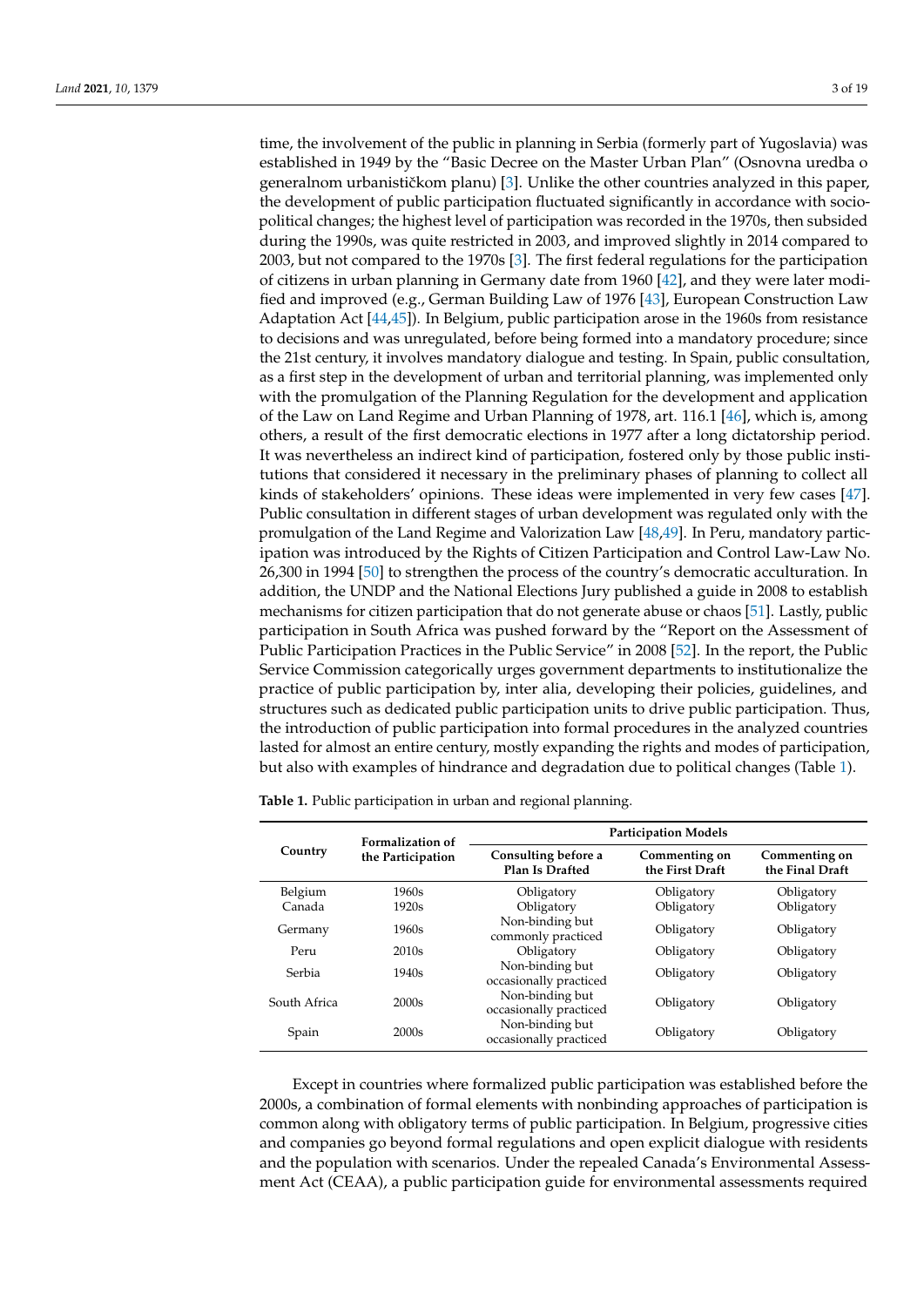time, the involvement of the public in planning in Serbia (formerly part of Yugoslavia) was established in 1949 by the "Basic Decree on the Master Urban Plan" (Osnovna uredba o generalnom urbanističkom planu) [3]. Unlike the other countries analyzed in this paper, the development of public participation fluctuated significantly in accordance with socio-political changes; the highest level of participation was recorded in the 1970s, then subsided during the 1990s, was quite restricted in 2003, and improved slightly in 2014 compared to 2003, but not compared to the 1970s [3]. The first federal regulations for the participation of citizens in urban planning in Germany date from 1960 [42], and they were later modified and improved (e.g., German Building Law of 1976 [43], European Construction Law Adaptation Act [44,45]). In Belgium, public participation arose in the 1960s from resistance to decisions and was unregulated, before being formed into a mandatory procedure; since the 21st century, it involves mandatory dialogue and testing. In Spain, public consultation, as a first step in the development of urban and territorial planning, was implemented only with the promulgation of the Planning Regulation for the development and application of the Law on Land Regime and Urban Planning of 1978, art. 116.1 [46], which is, among others, a result of the first democratic elections in 1977 after a long dictatorship period. It was nevertheless an indirect kind of participation, fostered only by those public institutions that considered it necessary in the preliminary phases of planning to collect all kinds of stakeholders' opinions. These ideas were implemented in very few cases [47]. Public consultation in different stages of urban development was regulated only with the promulgation of the Land Regime and Valorization Law [48,49]. In Peru, mandatory participation was introduced by the Rights of Citizen Participation and Control Law-Law No. 26,300 in 1994 [50] to strengthen the process of the country's democratic acculturation. In addition, the UNDP and the National Elections Jury published a guide in 2008 to establish mechanisms for citizen participation that do not generate abuse or chaos [51]. Lastly, public participation in South Africa was pushed forward by the "Report on the Assessment of Public Participation Practices in the Public Service" in 2008 [52]. In the report, the Public Service Commission categorically urges government departments to institutionalize the practice of public participation by, inter alia, developing their policies, guidelines, and structures such as dedicated public participation units to drive public participation. Thus, the introduction of public participation into formal procedures in the analyzed countries lasted for almost an entire century, mostly expanding the rights and modes of participation, but also with examples of hindrance and degradation due to political changes (Table 1).

**Table 1.** Public participation in urban and regional planning.

| Country | Formalization of the Participation | Participation Models | | |
|---|---|---|---|---|
| | | Consulting before a Plan Is Drafted | Commenting on the First Draft | Commenting on the Final Draft |
| Belgium | 1960s | Obligatory | Obligatory | Obligatory |
| Canada | 1920s | Obligatory | Obligatory | Obligatory |
| Germany | 1960s | Non-binding but commonly practiced | Obligatory | Obligatory |
| Peru | 2010s | Obligatory | Obligatory | Obligatory |
| Serbia | 1940s | Non-binding but occasionally practiced | Obligatory | Obligatory |
| South Africa | 2000s | Non-binding but occasionally practiced | Obligatory | Obligatory |
| Spain | 2000s | Non-binding but occasionally practiced | Obligatory | Obligatory |

Except in countries where formalized public participation was established before the 2000s, a combination of formal elements with nonbinding approaches of participation is common along with obligatory terms of public participation. In Belgium, progressive cities and companies go beyond formal regulations and open explicit dialogue with residents and the population with scenarios. Under the repealed Canada's Environmental Assessment Act (CEAA), a public participation guide for environmental assessments required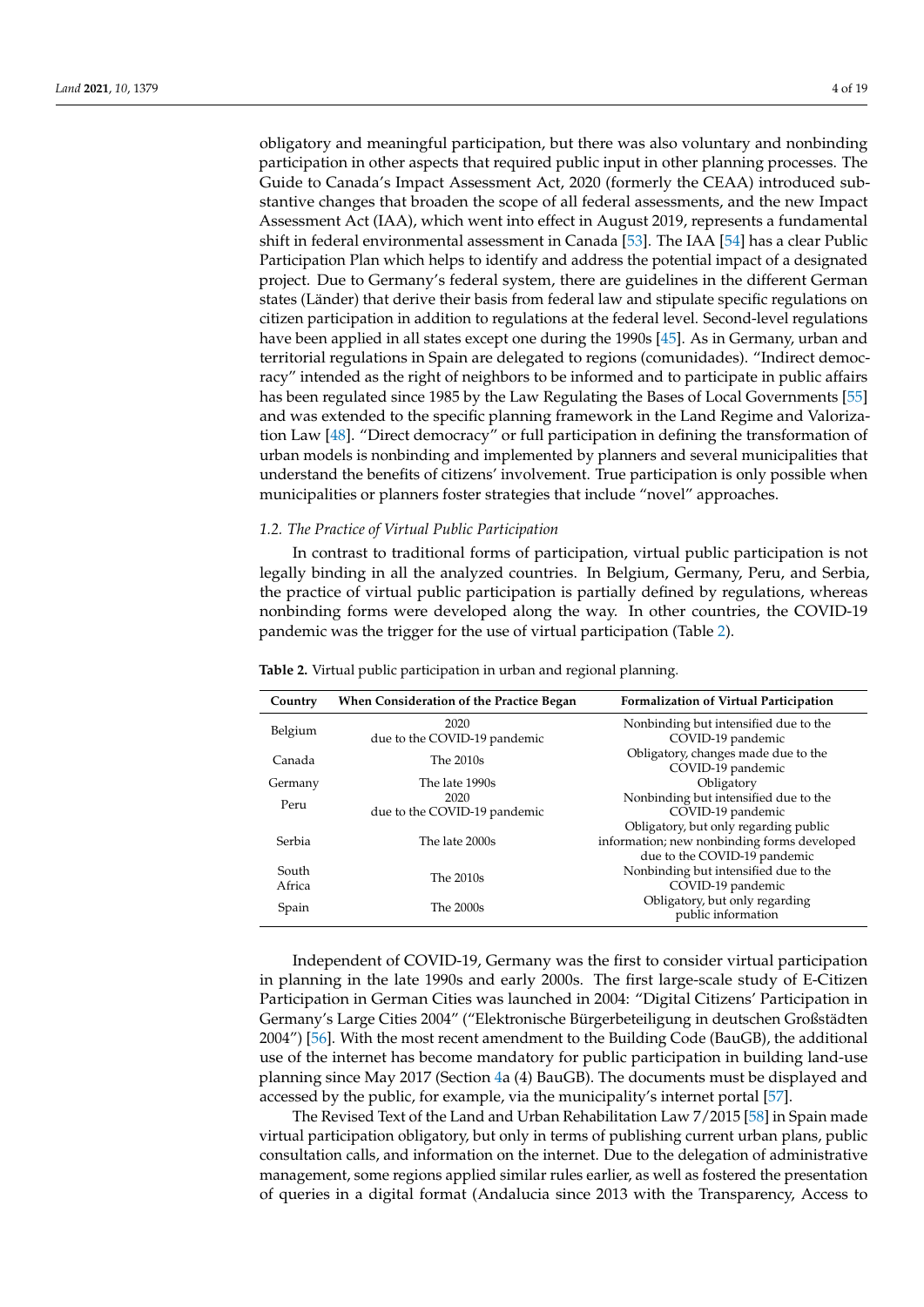obligatory and meaningful participation, but there was also voluntary and nonbinding participation in other aspects that required public input in other planning processes. The Guide to Canada's Impact Assessment Act, 2020 (formerly the CEAA) introduced substantive changes that broaden the scope of all federal assessments, and the new Impact Assessment Act (IAA), which went into effect in August 2019, represents a fundamental shift in federal environmental assessment in Canada [53]. The IAA [54] has a clear Public Participation Plan which helps to identify and address the potential impact of a designated project. Due to Germany's federal system, there are guidelines in the different German states (Länder) that derive their basis from federal law and stipulate specific regulations on citizen participation in addition to regulations at the federal level. Second-level regulations have been applied in all states except one during the 1990s [45]. As in Germany, urban and territorial regulations in Spain are delegated to regions (comunidades). "Indirect democracy" intended as the right of neighbors to be informed and to participate in public affairs has been regulated since 1985 by the Law Regulating the Bases of Local Governments [55] and was extended to the specific planning framework in the Land Regime and Valorization Law [48]. "Direct democracy" or full participation in defining the transformation of urban models is nonbinding and implemented by planners and several municipalities that understand the benefits of citizens' involvement. True participation is only possible when municipalities or planners foster strategies that include "novel" approaches.

### 1.2. The Practice of Virtual Public Participation

In contrast to traditional forms of participation, virtual public participation is not legally binding in all the analyzed countries. In Belgium, Germany, Peru, and Serbia, the practice of virtual public participation is partially defined by regulations, whereas nonbinding forms were developed along the way. In other countries, the COVID-19 pandemic was the trigger for the use of virtual participation (Table 2).

**Table 2.** Virtual public participation in urban and regional planning.

| Country | When Consideration of the Practice Began | Formalization of Virtual Participation |
|---|---|---|
| Belgium | 2020 due to the COVID-19 pandemic | Nonbinding but intensified due to the COVID-19 pandemic |
| Canada | The 2010s | Obligatory, changes made due to the COVID-19 pandemic |
| Germany | The late 1990s | Obligatory |
| Peru | 2020 due to the COVID-19 pandemic | Nonbinding but intensified due to the COVID-19 pandemic |
| Serbia | The late 2000s | Obligatory, but only regarding public information; new nonbinding forms developed due to the COVID-19 pandemic |
| South Africa | The 2010s | Nonbinding but intensified due to the COVID-19 pandemic |
| Spain | The 2000s | Obligatory, but only regarding public information |

Independent of COVID-19, Germany was the first to consider virtual participation in planning in the late 1990s and early 2000s. The first large-scale study of E-Citizen Participation in German Cities was launched in 2004: "Digital Citizens' Participation in Germany's Large Cities 2004" ("Elektronische Bürgerbeteiligung in deutschen Großstädten 2004") [56]. With the most recent amendment to the Building Code (BauGB), the additional use of the internet has become mandatory for public participation in building land-use planning since May 2017 (Section 4a (4) BauGB). The documents must be displayed and accessed by the public, for example, via the municipality's internet portal [57].

The Revised Text of the Land and Urban Rehabilitation Law 7/2015 [58] in Spain made virtual participation obligatory, but only in terms of publishing current urban plans, public consultation calls, and information on the internet. Due to the delegation of administrative management, some regions applied similar rules earlier, as well as fostered the presentation of queries in a digital format (Andalucia since 2013 with the Transparency, Access to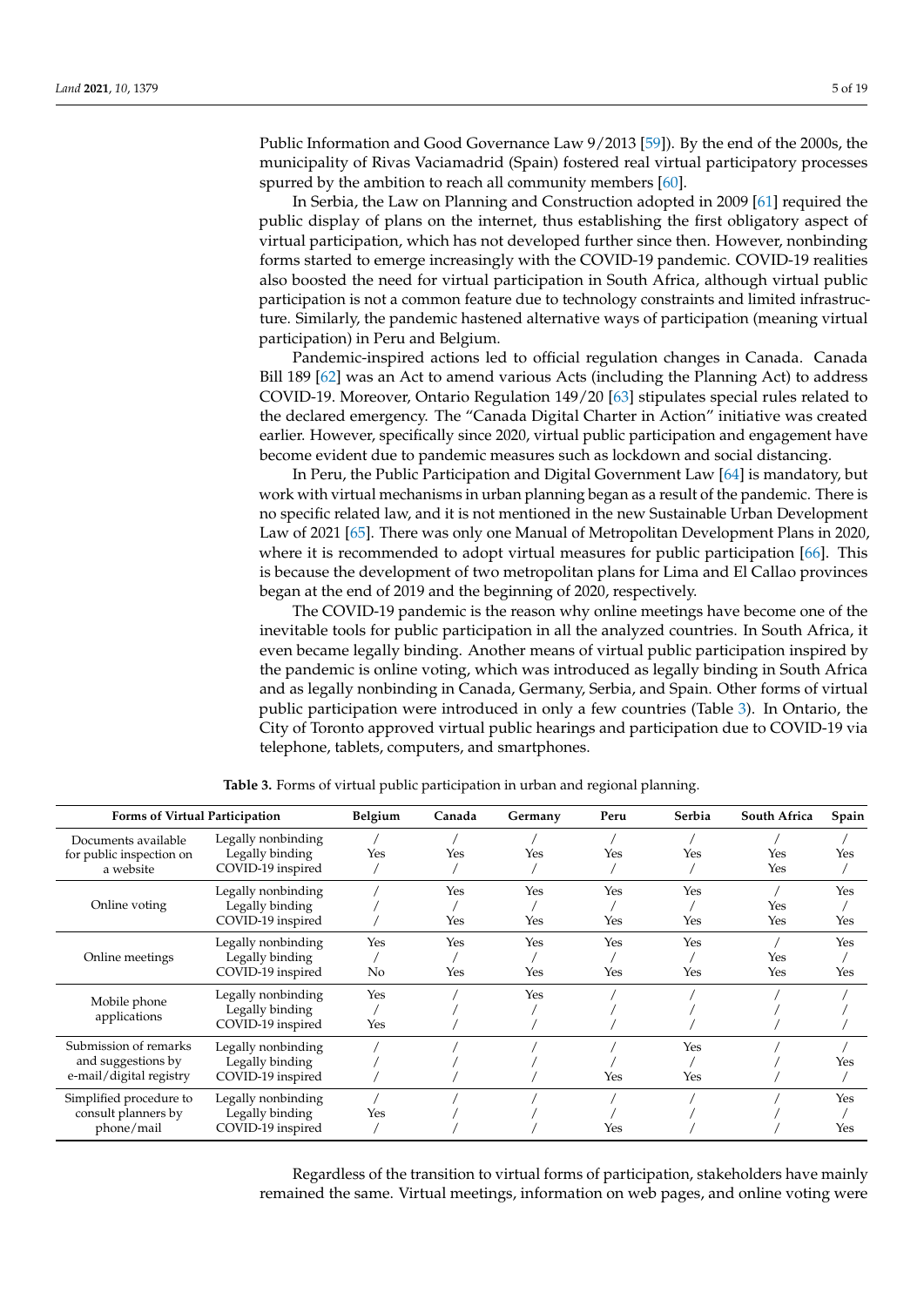Public Information and Good Governance Law 9/2013 [59]). By the end of the 2000s, the municipality of Rivas Vaciamadrid (Spain) fostered real virtual participatory processes spurred by the ambition to reach all community members [60].

In Serbia, the Law on Planning and Construction adopted in 2009 [61] required the public display of plans on the internet, thus establishing the first obligatory aspect of virtual participation, which has not developed further since then. However, nonbinding forms started to emerge increasingly with the COVID-19 pandemic. COVID-19 realities also boosted the need for virtual participation in South Africa, although virtual public participation is not a common feature due to technology constraints and limited infrastructure. Similarly, the pandemic hastened alternative ways of participation (meaning virtual participation) in Peru and Belgium.

Pandemic-inspired actions led to official regulation changes in Canada. Canada Bill 189 [62] was an Act to amend various Acts (including the Planning Act) to address COVID-19. Moreover, Ontario Regulation 149/20 [63] stipulates special rules related to the declared emergency. The "Canada Digital Charter in Action" initiative was created earlier. However, specifically since 2020, virtual public participation and engagement have become evident due to pandemic measures such as lockdown and social distancing.

In Peru, the Public Participation and Digital Government Law [64] is mandatory, but work with virtual mechanisms in urban planning began as a result of the pandemic. There is no specific related law, and it is not mentioned in the new Sustainable Urban Development Law of 2021 [65]. There was only one Manual of Metropolitan Development Plans in 2020, where it is recommended to adopt virtual measures for public participation [66]. This is because the development of two metropolitan plans for Lima and El Callao provinces began at the end of 2019 and the beginning of 2020, respectively.

The COVID-19 pandemic is the reason why online meetings have become one of the inevitable tools for public participation in all the analyzed countries. In South Africa, it even became legally binding. Another means of virtual public participation inspired by the pandemic is online voting, which was introduced as legally binding in South Africa and as legally nonbinding in Canada, Germany, Serbia, and Spain. Other forms of virtual public participation were introduced in only a few countries (Table 3). In Ontario, the City of Toronto approved virtual public hearings and participation due to COVID-19 via telephone, tablets, computers, and smartphones.

**Table 3.** Forms of virtual public participation in urban and regional planning.

| Forms of Virtual Participation | | Belgium | Canada | Germany | Peru | Serbia | South Africa | Spain |
|---|---|---|---|---|---|---|---|---|
| Documents available for public inspection on a website | Legally nonbinding | / | / | / | / | / | / | / |
| | Legally binding | Yes | Yes | Yes | Yes | Yes | Yes | Yes |
| | COVID-19 inspired | / | / | / | / | / | Yes | / |
| Online voting | Legally nonbinding | / | Yes | Yes | Yes | Yes | / | Yes |
| | Legally binding | / | / | / | / | / | Yes | / |
| | COVID-19 inspired | / | Yes | Yes | Yes | Yes | Yes | Yes |
| Online meetings | Legally nonbinding | Yes | Yes | Yes | Yes | Yes | / | Yes |
| | Legally binding | / | / | / | / | / | Yes | / |
| | COVID-19 inspired | No | Yes | Yes | Yes | Yes | Yes | Yes |
| Mobile phone applications | Legally nonbinding | Yes | / | Yes | / | / | / | / |
| | Legally binding | / | / | / | / | / | / | / |
| | COVID-19 inspired | Yes | / | / | / | / | / | / |
| Submission of remarks and suggestions by e-mail/digital registry | Legally nonbinding | / | / | / | / | Yes | / | / |
| | Legally binding | / | / | / | / | / | / | Yes |
| | COVID-19 inspired | / | / | / | Yes | Yes | / | / |
| Simplified procedure to consult planners by phone/mail | Legally nonbinding | / | / | / | / | / | / | Yes |
| | Legally binding | Yes | / | / | / | / | / | / |
| | COVID-19 inspired | / | / | / | Yes | / | / | Yes |

Regardless of the transition to virtual forms of participation, stakeholders have mainly remained the same. Virtual meetings, information on web pages, and online voting were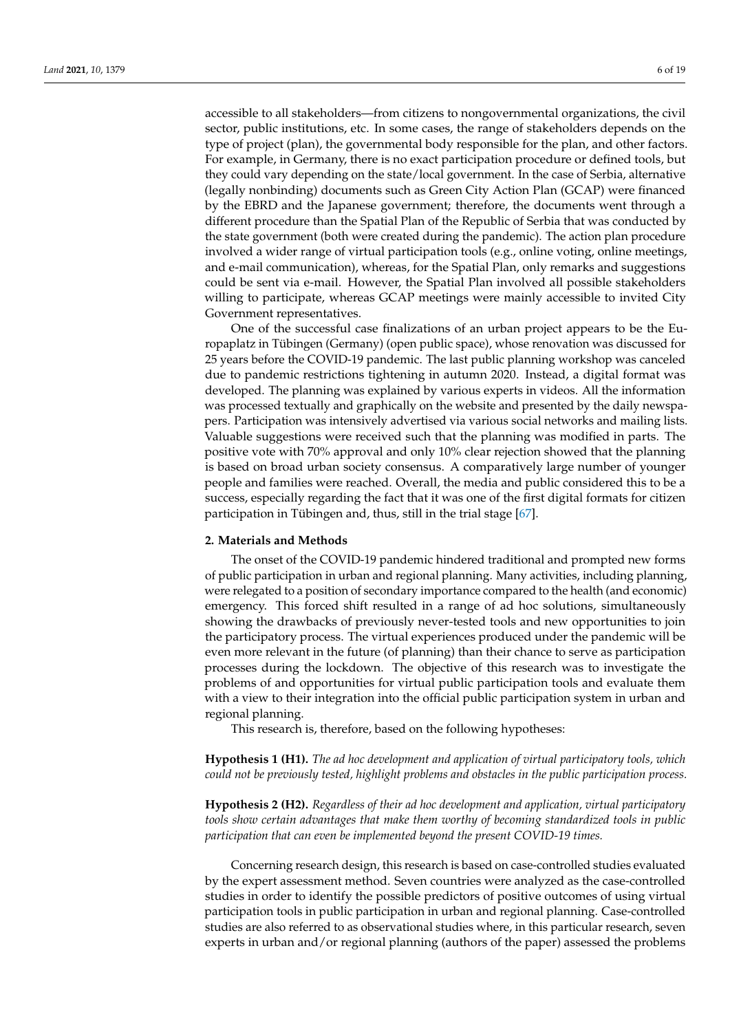accessible to all stakeholders—from citizens to nongovernmental organizations, the civil sector, public institutions, etc. In some cases, the range of stakeholders depends on the type of project (plan), the governmental body responsible for the plan, and other factors. For example, in Germany, there is no exact participation procedure or defined tools, but they could vary depending on the state/local government. In the case of Serbia, alternative (legally nonbinding) documents such as Green City Action Plan (GCAP) were financed by the EBRD and the Japanese government; therefore, the documents went through a different procedure than the Spatial Plan of the Republic of Serbia that was conducted by the state government (both were created during the pandemic). The action plan procedure involved a wider range of virtual participation tools (e.g., online voting, online meetings, and e-mail communication), whereas, for the Spatial Plan, only remarks and suggestions could be sent via e-mail. However, the Spatial Plan involved all possible stakeholders willing to participate, whereas GCAP meetings were mainly accessible to invited City Government representatives.

One of the successful case finalizations of an urban project appears to be the Europaplatz in Tübingen (Germany) (open public space), whose renovation was discussed for 25 years before the COVID-19 pandemic. The last public planning workshop was canceled due to pandemic restrictions tightening in autumn 2020. Instead, a digital format was developed. The planning was explained by various experts in videos. All the information was processed textually and graphically on the website and presented by the daily newspapers. Participation was intensively advertised via various social networks and mailing lists. Valuable suggestions were received such that the planning was modified in parts. The positive vote with 70% approval and only 10% clear rejection showed that the planning is based on broad urban society consensus. A comparatively large number of younger people and families were reached. Overall, the media and public considered this to be a success, especially regarding the fact that it was one of the first digital formats for citizen participation in Tübingen and, thus, still in the trial stage [67].

## 2. Materials and Methods

The onset of the COVID-19 pandemic hindered traditional and prompted new forms of public participation in urban and regional planning. Many activities, including planning, were relegated to a position of secondary importance compared to the health (and economic) emergency. This forced shift resulted in a range of ad hoc solutions, simultaneously showing the drawbacks of previously never-tested tools and new opportunities to join the participatory process. The virtual experiences produced under the pandemic will be even more relevant in the future (of planning) than their chance to serve as participation processes during the lockdown. The objective of this research was to investigate the problems of and opportunities for virtual public participation tools and evaluate them with a view to their integration into the official public participation system in urban and regional planning.

This research is, therefore, based on the following hypotheses:

**Hypothesis 1 (H1).** *The ad hoc development and application of virtual participatory tools, which could not be previously tested, highlight problems and obstacles in the public participation process.*

**Hypothesis 2 (H2).** *Regardless of their ad hoc development and application, virtual participatory tools show certain advantages that make them worthy of becoming standardized tools in public participation that can even be implemented beyond the present COVID-19 times.*

Concerning research design, this research is based on case-controlled studies evaluated by the expert assessment method. Seven countries were analyzed as the case-controlled studies in order to identify the possible predictors of positive outcomes of using virtual participation tools in public participation in urban and regional planning. Case-controlled studies are also referred to as observational studies where, in this particular research, seven experts in urban and/or regional planning (authors of the paper) assessed the problems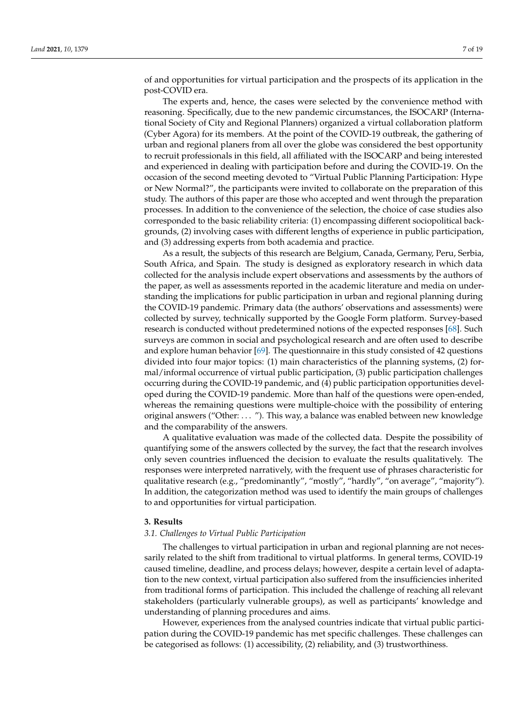of and opportunities for virtual participation and the prospects of its application in the post-COVID era.

The experts and, hence, the cases were selected by the convenience method with reasoning. Specifically, due to the new pandemic circumstances, the ISOCARP (International Society of City and Regional Planners) organized a virtual collaboration platform (Cyber Agora) for its members. At the point of the COVID-19 outbreak, the gathering of urban and regional planers from all over the globe was considered the best opportunity to recruit professionals in this field, all affiliated with the ISOCARP and being interested and experienced in dealing with participation before and during the COVID-19. On the occasion of the second meeting devoted to "Virtual Public Planning Participation: Hype or New Normal?", the participants were invited to collaborate on the preparation of this study. The authors of this paper are those who accepted and went through the preparation processes. In addition to the convenience of the selection, the choice of case studies also corresponded to the basic reliability criteria: (1) encompassing different sociopolitical backgrounds, (2) involving cases with different lengths of experience in public participation, and (3) addressing experts from both academia and practice.

As a result, the subjects of this research are Belgium, Canada, Germany, Peru, Serbia, South Africa, and Spain. The study is designed as exploratory research in which data collected for the analysis include expert observations and assessments by the authors of the paper, as well as assessments reported in the academic literature and media on understanding the implications for public participation in urban and regional planning during the COVID-19 pandemic. Primary data (the authors' observations and assessments) were collected by survey, technically supported by the Google Form platform. Survey-based research is conducted without predetermined notions of the expected responses [68]. Such surveys are common in social and psychological research and are often used to describe and explore human behavior [69]. The questionnaire in this study consisted of 42 questions divided into four major topics: (1) main characteristics of the planning systems, (2) formal/informal occurrence of virtual public participation, (3) public participation challenges occurring during the COVID-19 pandemic, and (4) public participation opportunities developed during the COVID-19 pandemic. More than half of the questions were open-ended, whereas the remaining questions were multiple-choice with the possibility of entering original answers ("Other: . . . "). This way, a balance was enabled between new knowledge and the comparability of the answers.

A qualitative evaluation was made of the collected data. Despite the possibility of quantifying some of the answers collected by the survey, the fact that the research involves only seven countries influenced the decision to evaluate the results qualitatively. The responses were interpreted narratively, with the frequent use of phrases characteristic for qualitative research (e.g., "predominantly", "mostly", "hardly", "on average", "majority"). In addition, the categorization method was used to identify the main groups of challenges to and opportunities for virtual participation.

## 3. Results

### *3.1. Challenges to Virtual Public Participation*

The challenges to virtual participation in urban and regional planning are not necessarily related to the shift from traditional to virtual platforms. In general terms, COVID-19 caused timeline, deadline, and process delays; however, despite a certain level of adaptation to the new context, virtual participation also suffered from the insufficiencies inherited from traditional forms of participation. This included the challenge of reaching all relevant stakeholders (particularly vulnerable groups), as well as participants' knowledge and understanding of planning procedures and aims.

However, experiences from the analysed countries indicate that virtual public participation during the COVID-19 pandemic has met specific challenges. These challenges can be categorised as follows: (1) accessibility, (2) reliability, and (3) trustworthiness.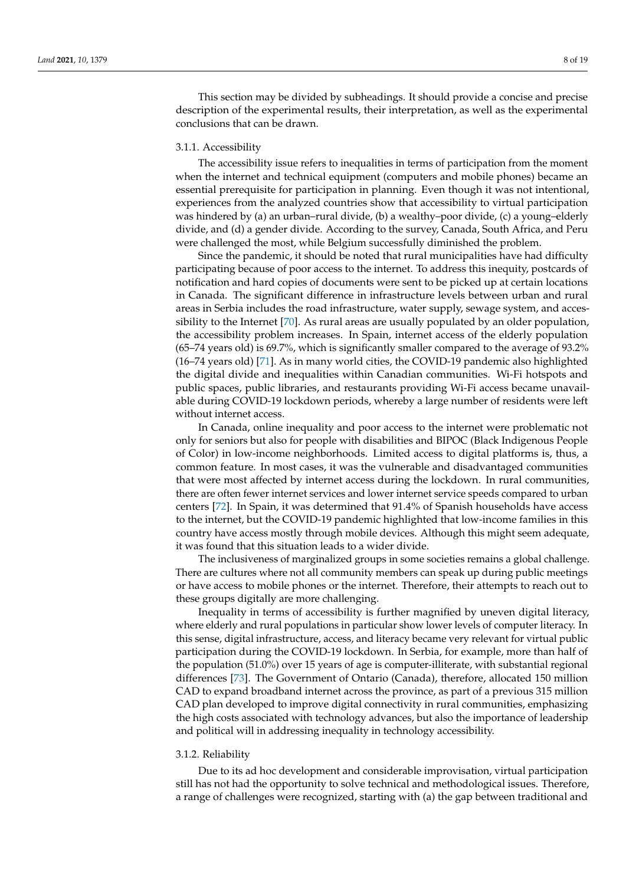This section may be divided by subheadings. It should provide a concise and precise description of the experimental results, their interpretation, as well as the experimental conclusions that can be drawn.

#### 3.1.1. Accessibility

The accessibility issue refers to inequalities in terms of participation from the moment when the internet and technical equipment (computers and mobile phones) became an essential prerequisite for participation in planning. Even though it was not intentional, experiences from the analyzed countries show that accessibility to virtual participation was hindered by (a) an urban–rural divide, (b) a wealthy–poor divide, (c) a young–elderly divide, and (d) a gender divide. According to the survey, Canada, South Africa, and Peru were challenged the most, while Belgium successfully diminished the problem.

Since the pandemic, it should be noted that rural municipalities have had difficulty participating because of poor access to the internet. To address this inequity, postcards of notification and hard copies of documents were sent to be picked up at certain locations in Canada. The significant difference in infrastructure levels between urban and rural areas in Serbia includes the road infrastructure, water supply, sewage system, and accessibility to the Internet [70]. As rural areas are usually populated by an older population, the accessibility problem increases. In Spain, internet access of the elderly population (65–74 years old) is 69.7%, which is significantly smaller compared to the average of 93.2% (16–74 years old) [71]. As in many world cities, the COVID-19 pandemic also highlighted the digital divide and inequalities within Canadian communities. Wi-Fi hotspots and public spaces, public libraries, and restaurants providing Wi-Fi access became unavailable during COVID-19 lockdown periods, whereby a large number of residents were left without internet access.

In Canada, online inequality and poor access to the internet were problematic not only for seniors but also for people with disabilities and BIPOC (Black Indigenous People of Color) in low-income neighborhoods. Limited access to digital platforms is, thus, a common feature. In most cases, it was the vulnerable and disadvantaged communities that were most affected by internet access during the lockdown. In rural communities, there are often fewer internet services and lower internet service speeds compared to urban centers [72]. In Spain, it was determined that 91.4% of Spanish households have access to the internet, but the COVID-19 pandemic highlighted that low-income families in this country have access mostly through mobile devices. Although this might seem adequate, it was found that this situation leads to a wider divide.

The inclusiveness of marginalized groups in some societies remains a global challenge. There are cultures where not all community members can speak up during public meetings or have access to mobile phones or the internet. Therefore, their attempts to reach out to these groups digitally are more challenging.

Inequality in terms of accessibility is further magnified by uneven digital literacy, where elderly and rural populations in particular show lower levels of computer literacy. In this sense, digital infrastructure, access, and literacy became very relevant for virtual public participation during the COVID-19 lockdown. In Serbia, for example, more than half of the population (51.0%) over 15 years of age is computer-illiterate, with substantial regional differences [73]. The Government of Ontario (Canada), therefore, allocated 150 million CAD to expand broadband internet across the province, as part of a previous 315 million CAD plan developed to improve digital connectivity in rural communities, emphasizing the high costs associated with technology advances, but also the importance of leadership and political will in addressing inequality in technology accessibility.

#### 3.1.2. Reliability

Due to its ad hoc development and considerable improvisation, virtual participation still has not had the opportunity to solve technical and methodological issues. Therefore, a range of challenges were recognized, starting with (a) the gap between traditional and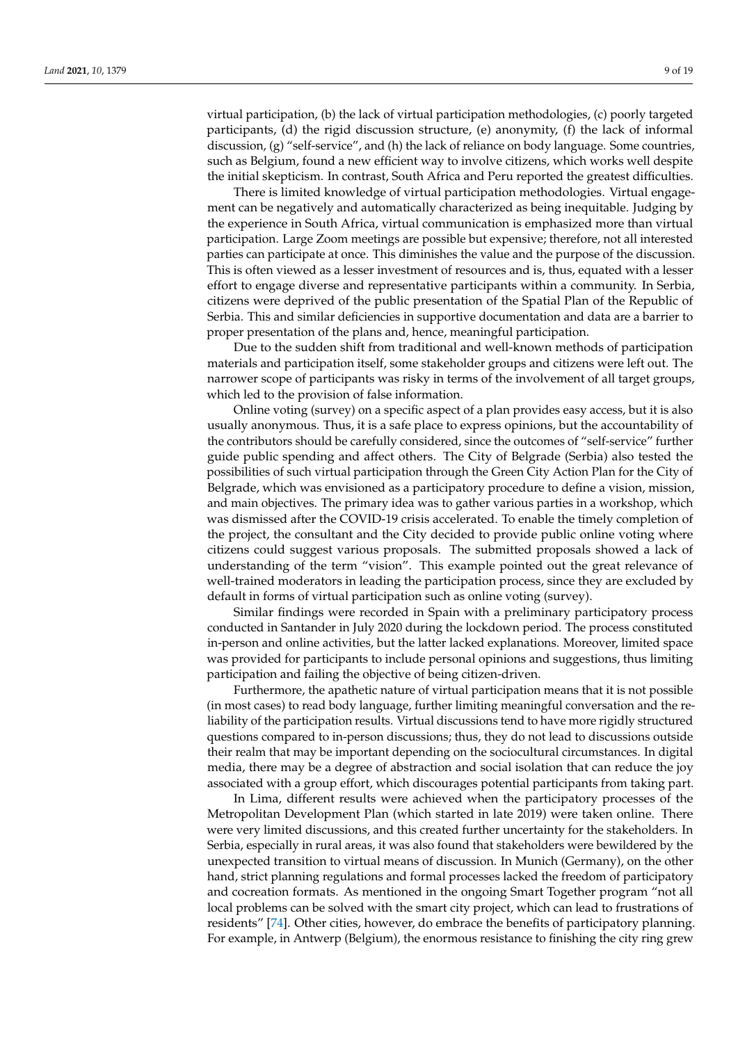virtual participation, (b) the lack of virtual participation methodologies, (c) poorly targeted participants, (d) the rigid discussion structure, (e) anonymity, (f) the lack of informal discussion, (g) "self-service", and (h) the lack of reliance on body language. Some countries, such as Belgium, found a new efficient way to involve citizens, which works well despite the initial skepticism. In contrast, South Africa and Peru reported the greatest difficulties.

There is limited knowledge of virtual participation methodologies. Virtual engagement can be negatively and automatically characterized as being inequitable. Judging by the experience in South Africa, virtual communication is emphasized more than virtual participation. Large Zoom meetings are possible but expensive; therefore, not all interested parties can participate at once. This diminishes the value and the purpose of the discussion. This is often viewed as a lesser investment of resources and is, thus, equated with a lesser effort to engage diverse and representative participants within a community. In Serbia, citizens were deprived of the public presentation of the Spatial Plan of the Republic of Serbia. This and similar deficiencies in supportive documentation and data are a barrier to proper presentation of the plans and, hence, meaningful participation.

Due to the sudden shift from traditional and well-known methods of participation materials and participation itself, some stakeholder groups and citizens were left out. The narrower scope of participants was risky in terms of the involvement of all target groups, which led to the provision of false information.

Online voting (survey) on a specific aspect of a plan provides easy access, but it is also usually anonymous. Thus, it is a safe place to express opinions, but the accountability of the contributors should be carefully considered, since the outcomes of "self-service" further guide public spending and affect others. The City of Belgrade (Serbia) also tested the possibilities of such virtual participation through the Green City Action Plan for the City of Belgrade, which was envisioned as a participatory procedure to define a vision, mission, and main objectives. The primary idea was to gather various parties in a workshop, which was dismissed after the COVID-19 crisis accelerated. To enable the timely completion of the project, the consultant and the City decided to provide public online voting where citizens could suggest various proposals. The submitted proposals showed a lack of understanding of the term "vision". This example pointed out the great relevance of well-trained moderators in leading the participation process, since they are excluded by default in forms of virtual participation such as online voting (survey).

Similar findings were recorded in Spain with a preliminary participatory process conducted in Santander in July 2020 during the lockdown period. The process constituted in-person and online activities, but the latter lacked explanations. Moreover, limited space was provided for participants to include personal opinions and suggestions, thus limiting participation and failing the objective of being citizen-driven.

Furthermore, the apathetic nature of virtual participation means that it is not possible (in most cases) to read body language, further limiting meaningful conversation and the reliability of the participation results. Virtual discussions tend to have more rigidly structured questions compared to in-person discussions; thus, they do not lead to discussions outside their realm that may be important depending on the sociocultural circumstances. In digital media, there may be a degree of abstraction and social isolation that can reduce the joy associated with a group effort, which discourages potential participants from taking part.

In Lima, different results were achieved when the participatory processes of the Metropolitan Development Plan (which started in late 2019) were taken online. There were very limited discussions, and this created further uncertainty for the stakeholders. In Serbia, especially in rural areas, it was also found that stakeholders were bewildered by the unexpected transition to virtual means of discussion. In Munich (Germany), on the other hand, strict planning regulations and formal processes lacked the freedom of participatory and cocreation formats. As mentioned in the ongoing Smart Together program "not all local problems can be solved with the smart city project, which can lead to frustrations of residents" [74]. Other cities, however, do embrace the benefits of participatory planning. For example, in Antwerp (Belgium), the enormous resistance to finishing the city ring grew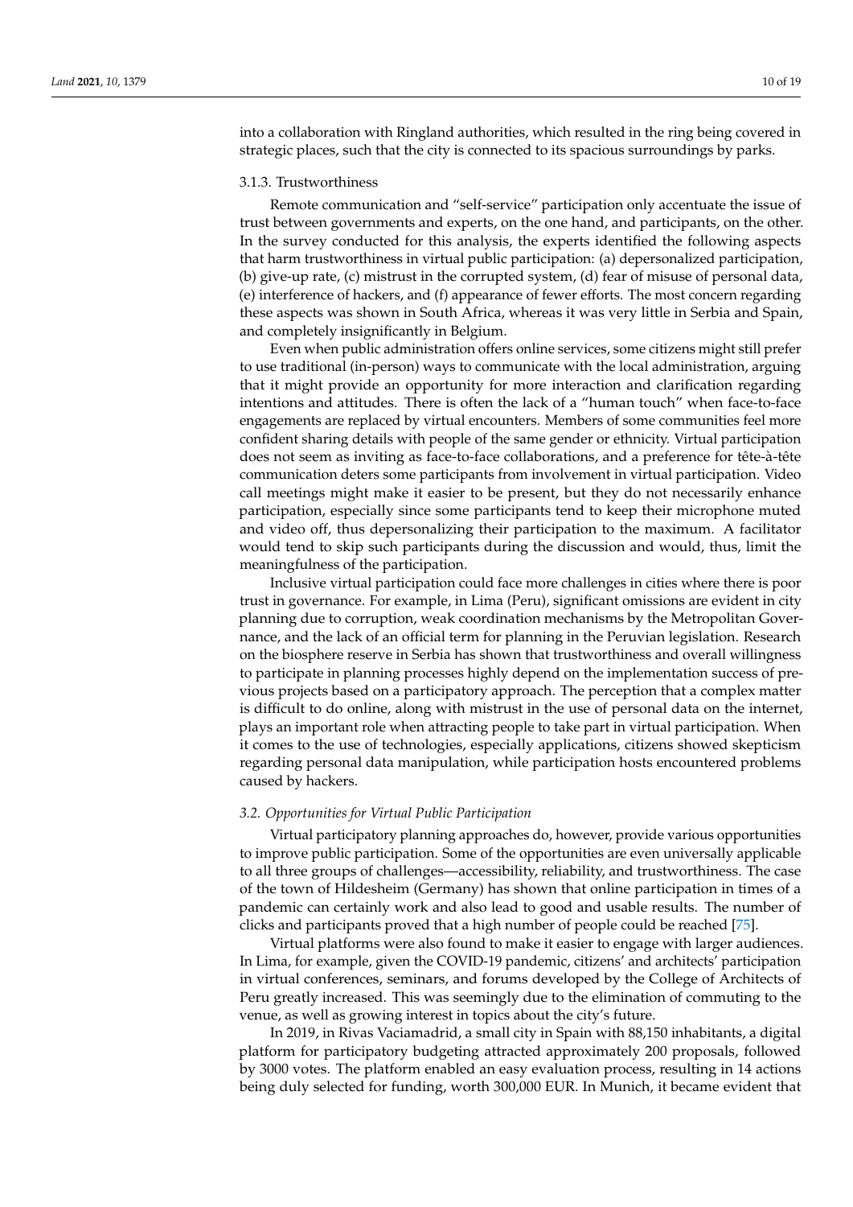into a collaboration with Ringland authorities, which resulted in the ring being covered in strategic places, such that the city is connected to its spacious surroundings by parks.

#### 3.1.3. Trustworthiness

Remote communication and "self-service" participation only accentuate the issue of trust between governments and experts, on the one hand, and participants, on the other. In the survey conducted for this analysis, the experts identified the following aspects that harm trustworthiness in virtual public participation: (a) depersonalized participation, (b) give-up rate, (c) mistrust in the corrupted system, (d) fear of misuse of personal data, (e) interference of hackers, and (f) appearance of fewer efforts. The most concern regarding these aspects was shown in South Africa, whereas it was very little in Serbia and Spain, and completely insignificantly in Belgium.

Even when public administration offers online services, some citizens might still prefer to use traditional (in-person) ways to communicate with the local administration, arguing that it might provide an opportunity for more interaction and clarification regarding intentions and attitudes. There is often the lack of a "human touch" when face-to-face engagements are replaced by virtual encounters. Members of some communities feel more confident sharing details with people of the same gender or ethnicity. Virtual participation does not seem as inviting as face-to-face collaborations, and a preference for tête-à-tête communication deters some participants from involvement in virtual participation. Video call meetings might make it easier to be present, but they do not necessarily enhance participation, especially since some participants tend to keep their microphone muted and video off, thus depersonalizing their participation to the maximum. A facilitator would tend to skip such participants during the discussion and would, thus, limit the meaningfulness of the participation.

Inclusive virtual participation could face more challenges in cities where there is poor trust in governance. For example, in Lima (Peru), significant omissions are evident in city planning due to corruption, weak coordination mechanisms by the Metropolitan Governance, and the lack of an official term for planning in the Peruvian legislation. Research on the biosphere reserve in Serbia has shown that trustworthiness and overall willingness to participate in planning processes highly depend on the implementation success of previous projects based on a participatory approach. The perception that a complex matter is difficult to do online, along with mistrust in the use of personal data on the internet, plays an important role when attracting people to take part in virtual participation. When it comes to the use of technologies, especially applications, citizens showed skepticism regarding personal data manipulation, while participation hosts encountered problems caused by hackers.

### *3.2. Opportunities for Virtual Public Participation*

Virtual participatory planning approaches do, however, provide various opportunities to improve public participation. Some of the opportunities are even universally applicable to all three groups of challenges—accessibility, reliability, and trustworthiness. The case of the town of Hildesheim (Germany) has shown that online participation in times of a pandemic can certainly work and also lead to good and usable results. The number of clicks and participants proved that a high number of people could be reached [75].

Virtual platforms were also found to make it easier to engage with larger audiences. In Lima, for example, given the COVID-19 pandemic, citizens' and architects' participation in virtual conferences, seminars, and forums developed by the College of Architects of Peru greatly increased. This was seemingly due to the elimination of commuting to the venue, as well as growing interest in topics about the city's future.

In 2019, in Rivas Vaciamadrid, a small city in Spain with 88,150 inhabitants, a digital platform for participatory budgeting attracted approximately 200 proposals, followed by 3000 votes. The platform enabled an easy evaluation process, resulting in 14 actions being duly selected for funding, worth 300,000 EUR. In Munich, it became evident that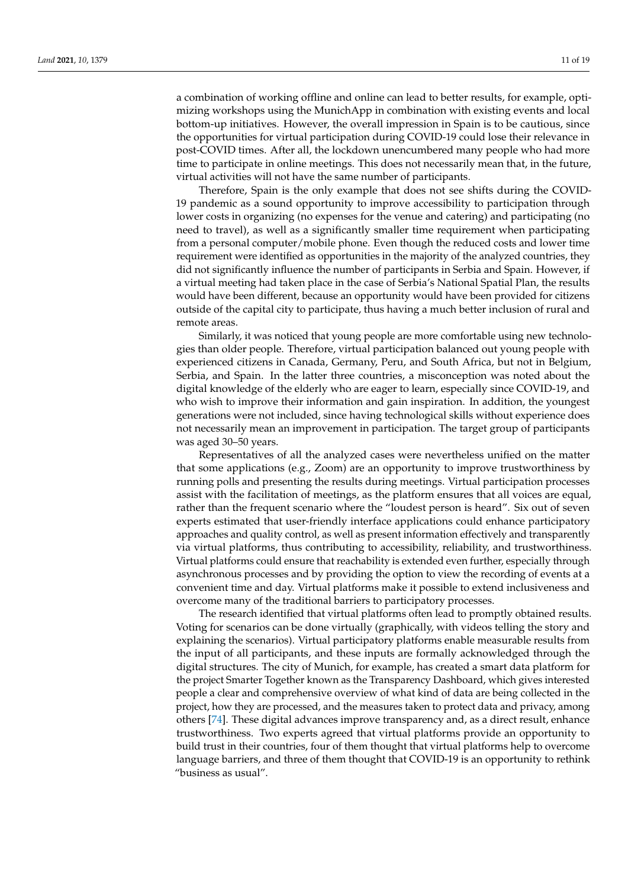a combination of working offline and online can lead to better results, for example, optimizing workshops using the MunichApp in combination with existing events and local bottom-up initiatives. However, the overall impression in Spain is to be cautious, since the opportunities for virtual participation during COVID-19 could lose their relevance in post-COVID times. After all, the lockdown unencumbered many people who had more time to participate in online meetings. This does not necessarily mean that, in the future, virtual activities will not have the same number of participants.

Therefore, Spain is the only example that does not see shifts during the COVID-19 pandemic as a sound opportunity to improve accessibility to participation through lower costs in organizing (no expenses for the venue and catering) and participating (no need to travel), as well as a significantly smaller time requirement when participating from a personal computer/mobile phone. Even though the reduced costs and lower time requirement were identified as opportunities in the majority of the analyzed countries, they did not significantly influence the number of participants in Serbia and Spain. However, if a virtual meeting had taken place in the case of Serbia's National Spatial Plan, the results would have been different, because an opportunity would have been provided for citizens outside of the capital city to participate, thus having a much better inclusion of rural and remote areas.

Similarly, it was noticed that young people are more comfortable using new technologies than older people. Therefore, virtual participation balanced out young people with experienced citizens in Canada, Germany, Peru, and South Africa, but not in Belgium, Serbia, and Spain. In the latter three countries, a misconception was noted about the digital knowledge of the elderly who are eager to learn, especially since COVID-19, and who wish to improve their information and gain inspiration. In addition, the youngest generations were not included, since having technological skills without experience does not necessarily mean an improvement in participation. The target group of participants was aged 30–50 years.

Representatives of all the analyzed cases were nevertheless unified on the matter that some applications (e.g., Zoom) are an opportunity to improve trustworthiness by running polls and presenting the results during meetings. Virtual participation processes assist with the facilitation of meetings, as the platform ensures that all voices are equal, rather than the frequent scenario where the "loudest person is heard". Six out of seven experts estimated that user-friendly interface applications could enhance participatory approaches and quality control, as well as present information effectively and transparently via virtual platforms, thus contributing to accessibility, reliability, and trustworthiness. Virtual platforms could ensure that reachability is extended even further, especially through asynchronous processes and by providing the option to view the recording of events at a convenient time and day. Virtual platforms make it possible to extend inclusiveness and overcome many of the traditional barriers to participatory processes.

The research identified that virtual platforms often lead to promptly obtained results. Voting for scenarios can be done virtually (graphically, with videos telling the story and explaining the scenarios). Virtual participatory platforms enable measurable results from the input of all participants, and these inputs are formally acknowledged through the digital structures. The city of Munich, for example, has created a smart data platform for the project Smarter Together known as the Transparency Dashboard, which gives interested people a clear and comprehensive overview of what kind of data are being collected in the project, how they are processed, and the measures taken to protect data and privacy, among others [74]. These digital advances improve transparency and, as a direct result, enhance trustworthiness. Two experts agreed that virtual platforms provide an opportunity to build trust in their countries, four of them thought that virtual platforms help to overcome language barriers, and three of them thought that COVID-19 is an opportunity to rethink "business as usual".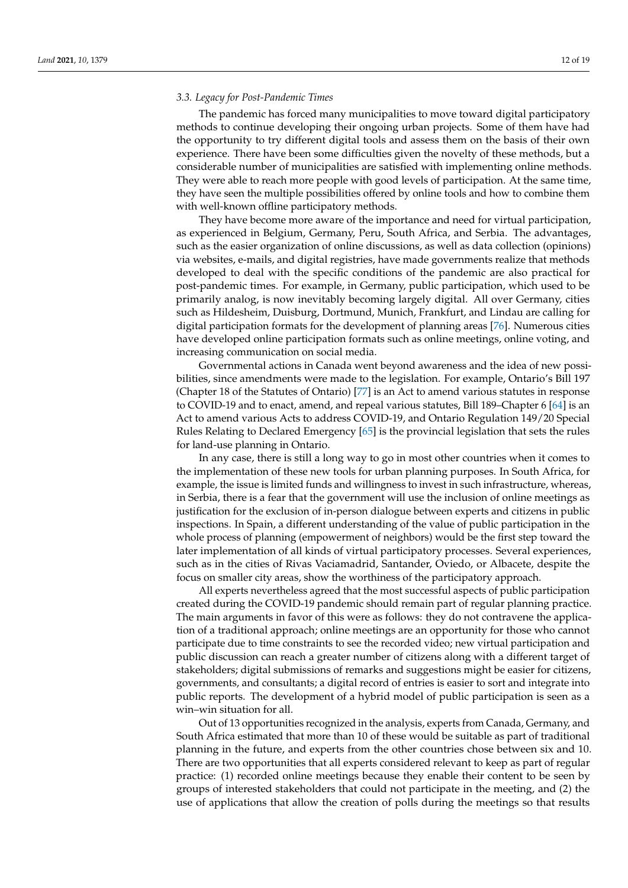### 3.3. Legacy for Post-Pandemic Times

The pandemic has forced many municipalities to move toward digital participatory methods to continue developing their ongoing urban projects. Some of them have had the opportunity to try different digital tools and assess them on the basis of their own experience. There have been some difficulties given the novelty of these methods, but a considerable number of municipalities are satisfied with implementing online methods. They were able to reach more people with good levels of participation. At the same time, they have seen the multiple possibilities offered by online tools and how to combine them with well-known offline participatory methods.

They have become more aware of the importance and need for virtual participation, as experienced in Belgium, Germany, Peru, South Africa, and Serbia. The advantages, such as the easier organization of online discussions, as well as data collection (opinions) via websites, e-mails, and digital registries, have made governments realize that methods developed to deal with the specific conditions of the pandemic are also practical for post-pandemic times. For example, in Germany, public participation, which used to be primarily analog, is now inevitably becoming largely digital. All over Germany, cities such as Hildesheim, Duisburg, Dortmund, Munich, Frankfurt, and Lindau are calling for digital participation formats for the development of planning areas [76]. Numerous cities have developed online participation formats such as online meetings, online voting, and increasing communication on social media.

Governmental actions in Canada went beyond awareness and the idea of new possibilities, since amendments were made to the legislation. For example, Ontario's Bill 197 (Chapter 18 of the Statutes of Ontario) [77] is an Act to amend various statutes in response to COVID-19 and to enact, amend, and repeal various statutes, Bill 189–Chapter 6 [64] is an Act to amend various Acts to address COVID-19, and Ontario Regulation 149/20 Special Rules Relating to Declared Emergency [65] is the provincial legislation that sets the rules for land-use planning in Ontario.

In any case, there is still a long way to go in most other countries when it comes to the implementation of these new tools for urban planning purposes. In South Africa, for example, the issue is limited funds and willingness to invest in such infrastructure, whereas, in Serbia, there is a fear that the government will use the inclusion of online meetings as justification for the exclusion of in-person dialogue between experts and citizens in public inspections. In Spain, a different understanding of the value of public participation in the whole process of planning (empowerment of neighbors) would be the first step toward the later implementation of all kinds of virtual participatory processes. Several experiences, such as in the cities of Rivas Vaciamadrid, Santander, Oviedo, or Albacete, despite the focus on smaller city areas, show the worthiness of the participatory approach.

All experts nevertheless agreed that the most successful aspects of public participation created during the COVID-19 pandemic should remain part of regular planning practice. The main arguments in favor of this were as follows: they do not contravene the application of a traditional approach; online meetings are an opportunity for those who cannot participate due to time constraints to see the recorded video; new virtual participation and public discussion can reach a greater number of citizens along with a different target of stakeholders; digital submissions of remarks and suggestions might be easier for citizens, governments, and consultants; a digital record of entries is easier to sort and integrate into public reports. The development of a hybrid model of public participation is seen as a win–win situation for all.

Out of 13 opportunities recognized in the analysis, experts from Canada, Germany, and South Africa estimated that more than 10 of these would be suitable as part of traditional planning in the future, and experts from the other countries chose between six and 10. There are two opportunities that all experts considered relevant to keep as part of regular practice: (1) recorded online meetings because they enable their content to be seen by groups of interested stakeholders that could not participate in the meeting, and (2) the use of applications that allow the creation of polls during the meetings so that results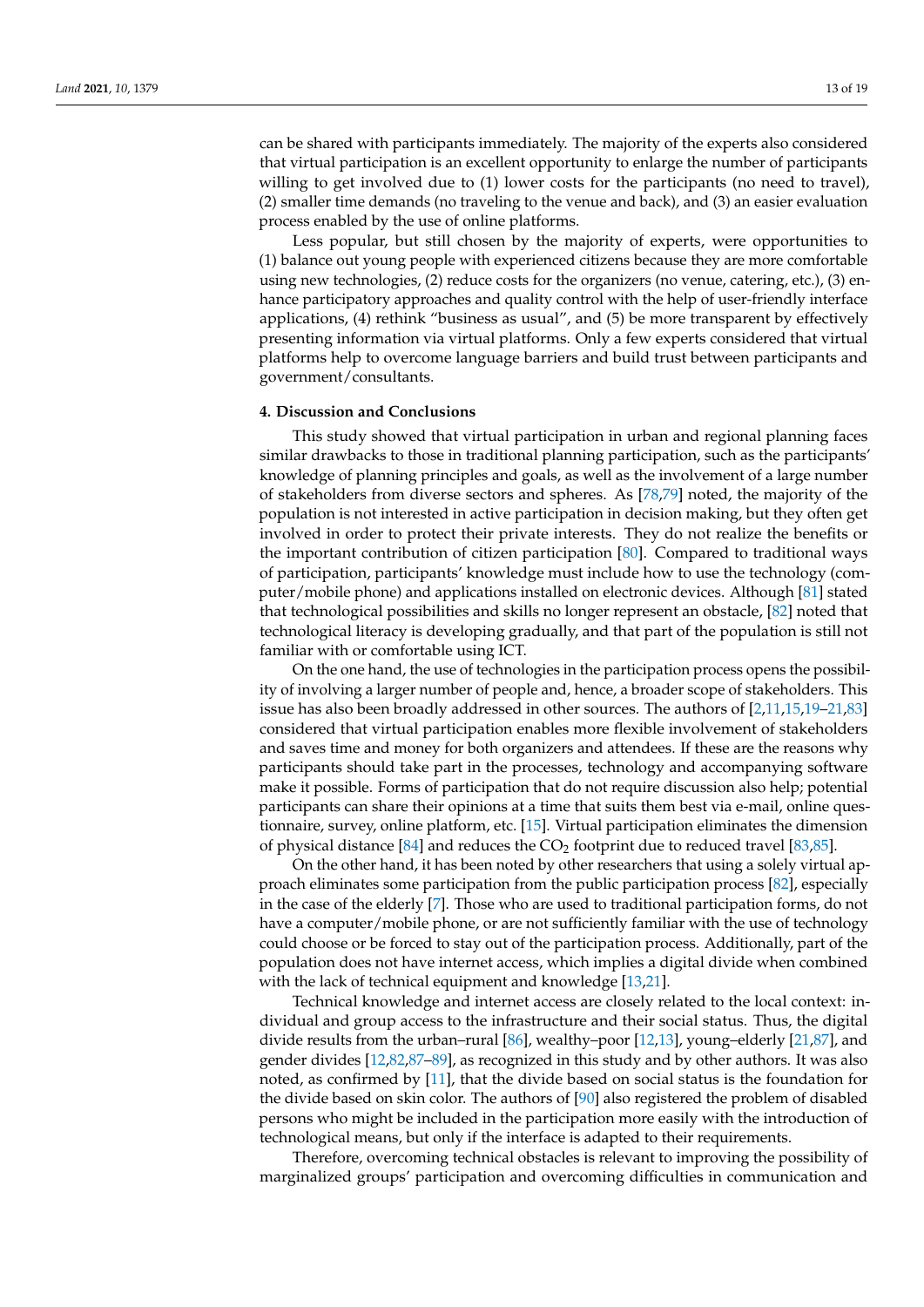can be shared with participants immediately. The majority of the experts also considered that virtual participation is an excellent opportunity to enlarge the number of participants willing to get involved due to (1) lower costs for the participants (no need to travel), (2) smaller time demands (no traveling to the venue and back), and (3) an easier evaluation process enabled by the use of online platforms.

Less popular, but still chosen by the majority of experts, were opportunities to (1) balance out young people with experienced citizens because they are more comfortable using new technologies, (2) reduce costs for the organizers (no venue, catering, etc.), (3) enhance participatory approaches and quality control with the help of user-friendly interface applications, (4) rethink "business as usual", and (5) be more transparent by effectively presenting information via virtual platforms. Only a few experts considered that virtual platforms help to overcome language barriers and build trust between participants and government/consultants.

## 4. Discussion and Conclusions

This study showed that virtual participation in urban and regional planning faces similar drawbacks to those in traditional planning participation, such as the participants' knowledge of planning principles and goals, as well as the involvement of a large number of stakeholders from diverse sectors and spheres. As [78,79] noted, the majority of the population is not interested in active participation in decision making, but they often get involved in order to protect their private interests. They do not realize the benefits or the important contribution of citizen participation [80]. Compared to traditional ways of participation, participants' knowledge must include how to use the technology (computer/mobile phone) and applications installed on electronic devices. Although [81] stated that technological possibilities and skills no longer represent an obstacle, [82] noted that technological literacy is developing gradually, and that part of the population is still not familiar with or comfortable using ICT.

On the one hand, the use of technologies in the participation process opens the possibility of involving a larger number of people and, hence, a broader scope of stakeholders. This issue has also been broadly addressed in other sources. The authors of [2,11,15,19–21,83] considered that virtual participation enables more flexible involvement of stakeholders and saves time and money for both organizers and attendees. If these are the reasons why participants should take part in the processes, technology and accompanying software make it possible. Forms of participation that do not require discussion also help; potential participants can share their opinions at a time that suits them best via e-mail, online questionnaire, survey, online platform, etc. [15]. Virtual participation eliminates the dimension of physical distance [84] and reduces the $CO_2$ footprint due to reduced travel [83,85].

On the other hand, it has been noted by other researchers that using a solely virtual approach eliminates some participation from the public participation process [82], especially in the case of the elderly [7]. Those who are used to traditional participation forms, do not have a computer/mobile phone, or are not sufficiently familiar with the use of technology could choose or be forced to stay out of the participation process. Additionally, part of the population does not have internet access, which implies a digital divide when combined with the lack of technical equipment and knowledge [13,21].

Technical knowledge and internet access are closely related to the local context: individual and group access to the infrastructure and their social status. Thus, the digital divide results from the urban–rural [86], wealthy–poor [12,13], young–elderly [21,87], and gender divides [12,82,87–89], as recognized in this study and by other authors. It was also noted, as confirmed by [11], that the divide based on social status is the foundation for the divide based on skin color. The authors of [90] also registered the problem of disabled persons who might be included in the participation more easily with the introduction of technological means, but only if the interface is adapted to their requirements.

Therefore, overcoming technical obstacles is relevant to improving the possibility of marginalized groups' participation and overcoming difficulties in communication and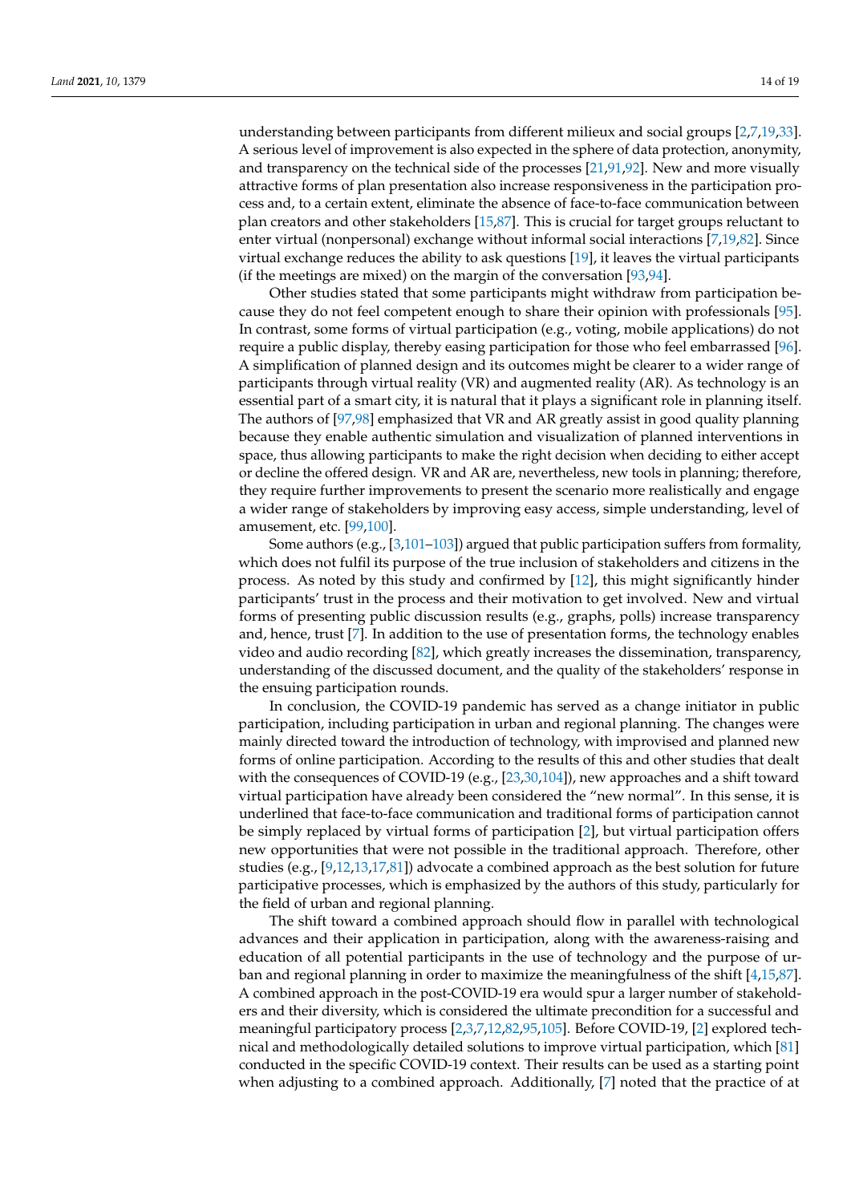understanding between participants from different milieux and social groups [2,7,19,33]. A serious level of improvement is also expected in the sphere of data protection, anonymity, and transparency on the technical side of the processes [21,91,92]. New and more visually attractive forms of plan presentation also increase responsiveness in the participation process and, to a certain extent, eliminate the absence of face-to-face communication between plan creators and other stakeholders [15,87]. This is crucial for target groups reluctant to enter virtual (nonpersonal) exchange without informal social interactions [7,19,82]. Since virtual exchange reduces the ability to ask questions [19], it leaves the virtual participants (if the meetings are mixed) on the margin of the conversation [93,94].

Other studies stated that some participants might withdraw from participation because they do not feel competent enough to share their opinion with professionals [95]. In contrast, some forms of virtual participation (e.g., voting, mobile applications) do not require a public display, thereby easing participation for those who feel embarrassed [96]. A simplification of planned design and its outcomes might be clearer to a wider range of participants through virtual reality (VR) and augmented reality (AR). As technology is an essential part of a smart city, it is natural that it plays a significant role in planning itself. The authors of [97,98] emphasized that VR and AR greatly assist in good quality planning because they enable authentic simulation and visualization of planned interventions in space, thus allowing participants to make the right decision when deciding to either accept or decline the offered design. VR and AR are, nevertheless, new tools in planning; therefore, they require further improvements to present the scenario more realistically and engage a wider range of stakeholders by improving easy access, simple understanding, level of amusement, etc. [99,100].

Some authors (e.g., [3,101–103]) argued that public participation suffers from formality, which does not fulfil its purpose of the true inclusion of stakeholders and citizens in the process. As noted by this study and confirmed by [12], this might significantly hinder participants' trust in the process and their motivation to get involved. New and virtual forms of presenting public discussion results (e.g., graphs, polls) increase transparency and, hence, trust [7]. In addition to the use of presentation forms, the technology enables video and audio recording [82], which greatly increases the dissemination, transparency, understanding of the discussed document, and the quality of the stakeholders' response in the ensuing participation rounds.

In conclusion, the COVID-19 pandemic has served as a change initiator in public participation, including participation in urban and regional planning. The changes were mainly directed toward the introduction of technology, with improvised and planned new forms of online participation. According to the results of this and other studies that dealt with the consequences of COVID-19 (e.g., [23,30,104]), new approaches and a shift toward virtual participation have already been considered the "new normal". In this sense, it is underlined that face-to-face communication and traditional forms of participation cannot be simply replaced by virtual forms of participation [2], but virtual participation offers new opportunities that were not possible in the traditional approach. Therefore, other studies (e.g., [9,12,13,17,81]) advocate a combined approach as the best solution for future participative processes, which is emphasized by the authors of this study, particularly for the field of urban and regional planning.

The shift toward a combined approach should flow in parallel with technological advances and their application in participation, along with the awareness-raising and education of all potential participants in the use of technology and the purpose of urban and regional planning in order to maximize the meaningfulness of the shift [4,15,87]. A combined approach in the post-COVID-19 era would spur a larger number of stakeholders and their diversity, which is considered the ultimate precondition for a successful and meaningful participatory process [2,3,7,12,82,95,105]. Before COVID-19, [2] explored technical and methodologically detailed solutions to improve virtual participation, which [81] conducted in the specific COVID-19 context. Their results can be used as a starting point when adjusting to a combined approach. Additionally, [7] noted that the practice of at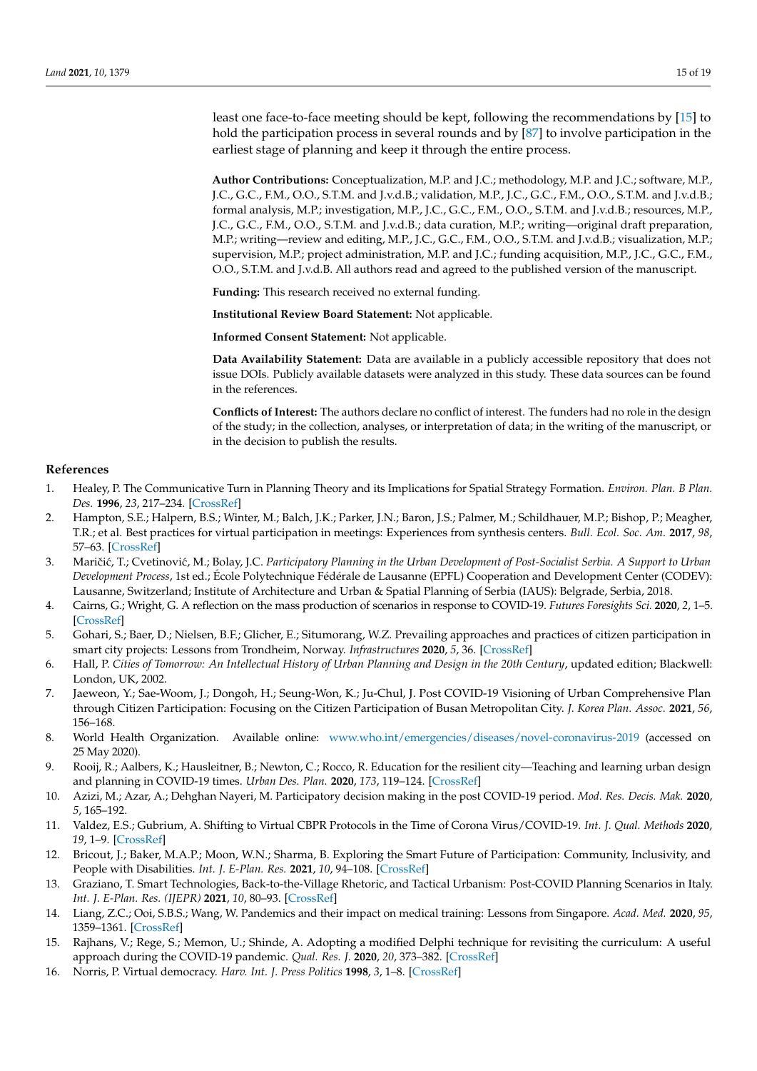least one face-to-face meeting should be kept, following the recommendations by [15] to hold the participation process in several rounds and by [87] to involve participation in the earliest stage of planning and keep it through the entire process.

**Author Contributions:** Conceptualization, M.P. and J.C.; methodology, M.P. and J.C.; software, M.P., J.C., G.C., F.M., O.O., S.T.M. and J.v.d.B.; validation, M.P., J.C., G.C., F.M., O.O., S.T.M. and J.v.d.B.; formal analysis, M.P.; investigation, M.P., J.C., G.C., F.M., O.O., S.T.M. and J.v.d.B.; resources, M.P., J.C., G.C., F.M., O.O., S.T.M. and J.v.d.B.; data curation, M.P.; writing—original draft preparation, M.P.; writing—review and editing, M.P., J.C., G.C., F.M., O.O., S.T.M. and J.v.d.B.; visualization, M.P.; supervision, M.P.; project administration, M.P. and J.C.; funding acquisition, M.P., J.C., G.C., F.M., O.O., S.T.M. and J.v.d.B. All authors read and agreed to the published version of the manuscript.

**Funding:** This research received no external funding.

**Institutional Review Board Statement:** Not applicable.

**Informed Consent Statement:** Not applicable.

**Data Availability Statement:** Data are available in a publicly accessible repository that does not issue DOIs. Publicly available datasets were analyzed in this study. These data sources can be found in the references.

**Conflicts of Interest:** The authors declare no conflict of interest. The funders had no role in the design of the study; in the collection, analyses, or interpretation of data; in the writing of the manuscript, or in the decision to publish the results.

## References

1. Healey, P. The Communicative Turn in Planning Theory and its Implications for Spatial Strategy Formation. *Environ. Plan. B Plan. Des.* **1996**, *23*, 217–234. [CrossRef]
2. Hampton, S.E.; Halpern, B.S.; Winter, M.; Balch, J.K.; Parker, J.N.; Baron, J.S.; Palmer, M.; Schildhauer, M.P.; Bishop, P.; Meagher, T.R.; et al. Best practices for virtual participation in meetings: Experiences from synthesis centers. *Bull. Ecol. Soc. Am.* **2017**, *98*, 57–63. [CrossRef]
3. Maričić, T.; Cvetinović, M.; Bolay, J.C. *Participatory Planning in the Urban Development of Post-Socialist Serbia. A Support to Urban Development Process*, 1st ed.; École Polytechnique Fédérale de Lausanne (EPFL) Cooperation and Development Center (CODEV): Lausanne, Switzerland; Institute of Architecture and Urban & Spatial Planning of Serbia (IAUS): Belgrade, Serbia, 2018.
4. Cairns, G.; Wright, G. A reflection on the mass production of scenarios in response to COVID-19. *Futures Foresights Sci.* **2020**, *2*, 1–5. [CrossRef]
5. Gohari, S.; Baer, D.; Nielsen, B.F.; Glicher, E.; Situmorang, W.Z. Prevailing approaches and practices of citizen participation in smart city projects: Lessons from Trondheim, Norway. *Infrastructures* **2020**, *5*, 36. [CrossRef]
6. Hall, P. *Cities of Tomorrow: An Intellectual History of Urban Planning and Design in the 20th Century*, updated edition; Blackwell: London, UK, 2002.
7. Jaeweon, Y.; Sae-Woom, J.; Dongoh, H.; Seung-Won, K.; Ju-Chul, J. Post COVID-19 Visioning of Urban Comprehensive Plan through Citizen Participation: Focusing on the Citizen Participation of Busan Metropolitan City. *J. Korea Plan. Assoc.* **2021**, *56*, 156–168.
8. World Health Organization. Available online: www.who.int/emergencies/diseases/novel-coronavirus-2019 (accessed on 25 May 2020).
9. Rooij, R.; Aalbers, K.; Hausleitner, B.; Newton, C.; Rocco, R. Education for the resilient city—Teaching and learning urban design and planning in COVID-19 times. *Urban Des. Plan.* **2020**, *173*, 119–124. [CrossRef]
10. Azizi, M.; Azar, A.; Dehghan Nayeri, M. Participatory decision making in the post COVID-19 period. *Mod. Res. Decis. Mak.* **2020**, *5*, 165–192.
11. Valdez, E.S.; Gubrium, A. Shifting to Virtual CBPR Protocols in the Time of Corona Virus/COVID-19. *Int. J. Qual. Methods* **2020**, *19*, 1–9. [CrossRef]
12. Bricout, J.; Baker, M.A.P.; Moon, W.N.; Sharma, B. Exploring the Smart Future of Participation: Community, Inclusivity, and People with Disabilities. *Int. J. E-Plan. Res.* **2021**, *10*, 94–108. [CrossRef]
13. Graziano, T. Smart Technologies, Back-to-the-Village Rhetoric, and Tactical Urbanism: Post-COVID Planning Scenarios in Italy. *Int. J. E-Plan. Res. (IJEPR)* **2021**, *10*, 80–93. [CrossRef]
14. Liang, Z.C.; Ooi, S.B.S.; Wang, W. Pandemics and their impact on medical training: Lessons from Singapore. *Acad. Med.* **2020**, *95*, 1359–1361. [CrossRef]
15. Rajhans, V.; Rege, S.; Memon, U.; Shinde, A. Adopting a modified Delphi technique for revisiting the curriculum: A useful approach during the COVID-19 pandemic. *Qual. Res. J.* **2020**, *20*, 373–382. [CrossRef]
16. Norris, P. Virtual democracy. *Harv. Int. J. Press Politics* **1998**, *3*, 1–8. [CrossRef]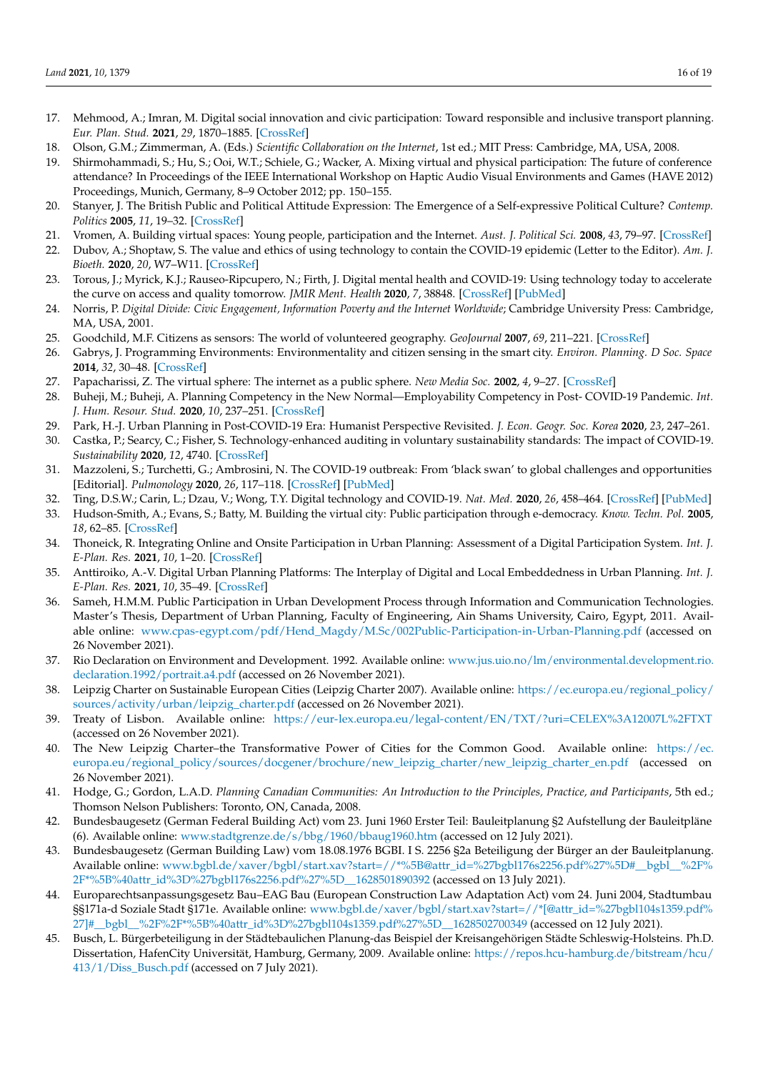17. Mehmood, A.; Imran, M. Digital social innovation and civic participation: Toward responsible and inclusive transport planning. *Eur. Plan. Stud.* **2021**, *29*, 1870–1885. [CrossRef]
18. Olson, G.M.; Zimmerman, A. (Eds.) *Scientific Collaboration on the Internet*, 1st ed.; MIT Press: Cambridge, MA, USA, 2008.
19. Shirmohammadi, S.; Hu, S.; Ooi, W.T.; Schiele, G.; Wacker, A. Mixing virtual and physical participation: The future of conference attendance? In Proceedings of the IEEE International Workshop on Haptic Audio Visual Environments and Games (HAVE 2012) Proceedings, Munich, Germany, 8–9 October 2012; pp. 150–155.
20. Stanyer, J. The British Public and Political Attitude Expression: The Emergence of a Self-expressive Political Culture? *Contemp. Politics* **2005**, *11*, 19–32. [CrossRef]
21. Vromen, A. Building virtual spaces: Young people, participation and the Internet. *Aust. J. Political Sci.* **2008**, *43*, 79–97. [CrossRef]
22. Dubov, A.; Shoptaw, S. The value and ethics of using technology to contain the COVID-19 epidemic (Letter to the Editor). *Am. J. Bioeth.* **2020**, *20*, W7–W11. [CrossRef]
23. Torous, J.; Myrick, K.J.; Rauseo-Ripcupero, N.; Firth, J. Digital mental health and COVID-19: Using technology today to accelerate the curve on access and quality tomorrow. *JMIR Ment. Health* **2020**, *7*, 38848. [CrossRef] [PubMed]
24. Norris, P. *Digital Divide: Civic Engagement, Information Poverty and the Internet Worldwide*; Cambridge University Press: Cambridge, MA, USA, 2001.
25. Goodchild, M.F. Citizens as sensors: The world of volunteered geography. *GeoJournal* **2007**, *69*, 211–221. [CrossRef]
26. Gabrys, J. Programming Environments: Environmentality and citizen sensing in the smart city. *Environ. Planning. D Soc. Space* **2014**, *32*, 30–48. [CrossRef]
27. Papacharissi, Z. The virtual sphere: The internet as a public sphere. *New Media Soc.* **2002**, *4*, 9–27. [CrossRef]
28. Buheji, M.; Buheji, A. Planning Competency in the New Normal—Employability Competency in Post- COVID-19 Pandemic. *Int. J. Hum. Resour. Stud.* **2020**, *10*, 237–251. [CrossRef]
29. Park, H.-J. Urban Planning in Post-COVID-19 Era: Humanist Perspective Revisited. *J. Econ. Geogr. Soc. Korea* **2020**, *23*, 247–261.
30. Castka, P.; Searcy, C.; Fisher, S. Technology-enhanced auditing in voluntary sustainability standards: The impact of COVID-19. *Sustainability* **2020**, *12*, 4740. [CrossRef]
31. Mazzoleni, S.; Turchetti, G.; Ambrosini, N. The COVID-19 outbreak: From 'black swan' to global challenges and opportunities [Editorial]. *Pulmonology* **2020**, *26*, 117–118. [CrossRef] [PubMed]
32. Ting, D.S.W.; Carin, L.; Dzau, V.; Wong, T.Y. Digital technology and COVID-19. *Nat. Med.* **2020**, *26*, 458–464. [CrossRef] [PubMed]
33. Hudson-Smith, A.; Evans, S.; Batty, M. Building the virtual city: Public participation through e-democracy. *Know. Techn. Pol.* **2005**, *18*, 62–85. [CrossRef]
34. Thoneick, R. Integrating Online and Onsite Participation in Urban Planning: Assessment of a Digital Participation System. *Int. J. E-Plan. Res.* **2021**, *10*, 1–20. [CrossRef]
35. Anttiroiko, A.-V. Digital Urban Planning Platforms: The Interplay of Digital and Local Embeddedness in Urban Planning. *Int. J. E-Plan. Res.* **2021**, *10*, 35–49. [CrossRef]
36. Sameh, H.M.M. Public Participation in Urban Development Process through Information and Communication Technologies. Master's Thesis, Department of Urban Planning, Faculty of Engineering, Ain Shams University, Cairo, Egypt, 2011. Available online: www.cpas-egypt.com/pdf/Hend_Magdy/M.Sc/002Public-Participation-in-Urban-Planning.pdf (accessed on 26 November 2021).
37. Rio Declaration on Environment and Development. 1992. Available online: www.jus.uio.no/lm/environmental.development.rio.declaration.1992/portrait.a4.pdf (accessed on 26 November 2021).
38. Leipzig Charter on Sustainable European Cities (Leipzig Charter 2007). Available online: https://ec.europa.eu/regional_policy/sources/activity/urban/leipzig_charter.pdf (accessed on 26 November 2021).
39. Treaty of Lisbon. Available online: https://eur-lex.europa.eu/legal-content/EN/TXT/?uri=CELEX%3A12007L%2FTXT (accessed on 26 November 2021).
40. The New Leipzig Charter–the Transformative Power of Cities for the Common Good. Available online: https://ec.europa.eu/regional_policy/sources/docgener/brochure/new_leipzig_charter/new_leipzig_charter_en.pdf (accessed on 26 November 2021).
41. Hodge, G.; Gordon, L.A.D. *Planning Canadian Communities: An Introduction to the Principles, Practice, and Participants*, 5th ed.; Thomson Nelson Publishers: Toronto, ON, Canada, 2008.
42. Bundesbaugesetz (German Federal Building Act) vom 23. Juni 1960 Erster Teil: Bauleitplanung §2 Aufstellung der Bauleitpläne (6). Available online: www.stadtgrenze.de/s/bbg/1960/bbaug1960.htm (accessed on 12 July 2021).
43. Bundesbaugesetz (German Building Law) vom 18.08.1976 BGBI. I S. 2256 §2a Beteiligung der Bürger an der Bauleitplanung. Available online: www.bgbl.de/xaver/bgbl/start.xav?start=//*%5B@attr_id=%27bgbl176s2256.pdf%27%5D#__bgbl__%2F%2F*%5B%40attr_id%3D%27bgbl176s2256.pdf%27%5D__1628501890392 (accessed on 13 July 2021).
44. Europarechtsanpassungsgesetz Bau–EAG Bau (European Construction Law Adaptation Act) vom 24. Juni 2004, Stadtumbau §§171a-d Soziale Stadt §171e. Available online: www.bgbl.de/xaver/bgbl/start.xav?start=//*[@attr_id=%27bgbl104s1359.pdf%27]#__bgbl__%2F%2F*%5B%40attr_id%3D%27bgbl104s1359.pdf%27%5D__1628502700349 (accessed on 12 July 2021).
45. Busch, L. Bürgerbeteiligung in der Städtebaulichen Planung-das Beispiel der Kreisangehörigen Städte Schleswig-Holsteins. Ph.D. Dissertation, HafenCity Universität, Hamburg, Germany, 2009. Available online: https://repos.hcu-hamburg.de/bitstream/hcu/413/1/Diss_Busch.pdf (accessed on 7 July 2021).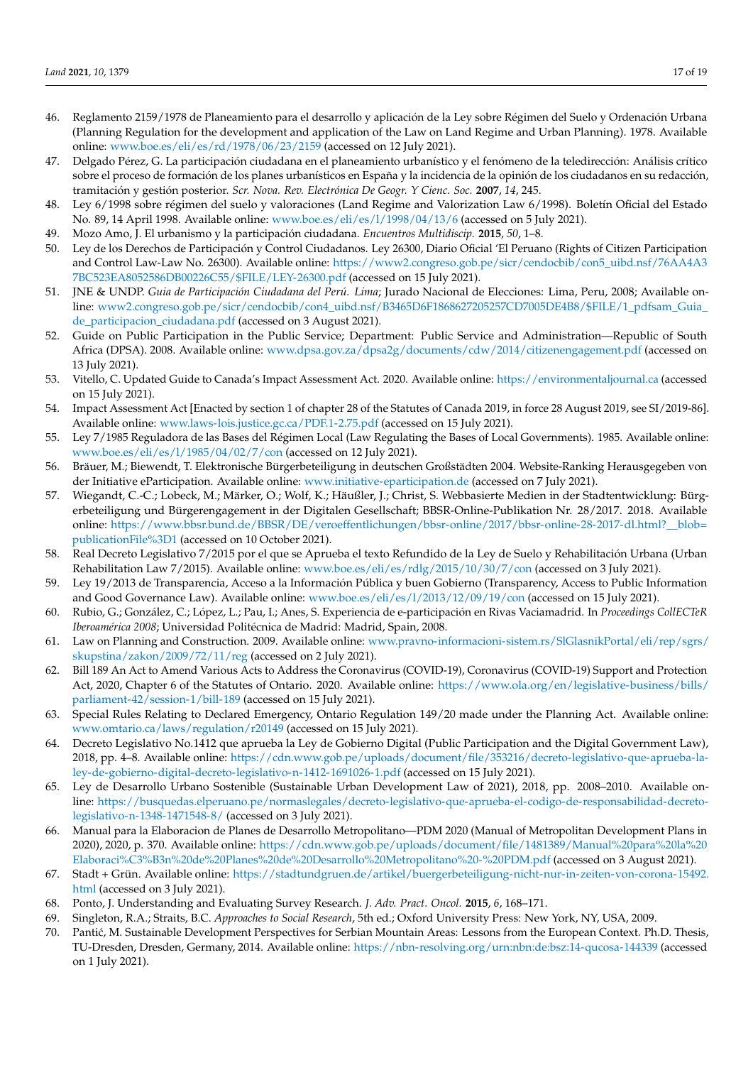46. Reglamento 2159/1978 de Planeamiento para el desarrollo y aplicación de la Ley sobre Régimen del Suelo y Ordenación Urbana (Planning Regulation for the development and application of the Law on Land Regime and Urban Planning). 1978. Available online: www.boe.es/eli/es/rd/1978/06/23/2159 (accessed on 12 July 2021).
47. Delgado Pérez, G. La participación ciudadana en el planeamiento urbanístico y el fenómeno de la teledirección: Análisis crítico sobre el proceso de formación de los planes urbanísticos en España y la incidencia de la opinión de los ciudadanos en su redacción, tramitación y gestión posterior. *Scr. Nova. Rev. Electrónica De Geogr. Y Cienc. Soc.* **2007**, *14*, 245.
48. Ley 6/1998 sobre régimen del suelo y valoraciones (Land Regime and Valorization Law 6/1998). Boletín Oficial del Estado No. 89, 14 April 1998. Available online: www.boe.es/eli/es/l/1998/04/13/6 (accessed on 5 July 2021).
49. Mozo Amo, J. El urbanismo y la participación ciudadana. *Encuentros Multidiscip.* **2015**, *50*, 1–8.
50. Ley de los Derechos de Participación y Control Ciudadanos. Ley 26300, Diario Oficial 'El Peruano (Rights of Citizen Participation and Control Law-Law No. 26300). Available online: https://www2.congreso.gob.pe/sicr/cendocbib/con5_uibd.nsf/76AA4A37BC523EA8052586DB00226C55/$FILE/LEY-26300.pdf (accessed on 15 July 2021).
51. JNE & UNDP. *Guia de Participación Ciudadana del Perú. Lima*; Jurado Nacional de Elecciones: Lima, Peru, 2008; Available online: www2.congreso.gob.pe/sicr/cendocbib/con4_uibd.nsf/B3465D6F1868627205257CD7005DE4B8/$FILE/1_pdfsam_Guia_de_participacion_ciudadana.pdf (accessed on 3 August 2021).
52. Guide on Public Participation in the Public Service; Department: Public Service and Administration—Republic of South Africa (DPSA). 2008. Available online: www.dpsa.gov.za/dpsa2g/documents/cdw/2014/citizenengagement.pdf (accessed on 13 July 2021).
53. Vitello, C. Updated Guide to Canada's Impact Assessment Act. 2020. Available online: https://environmentaljournal.ca (accessed on 15 July 2021).
54. Impact Assessment Act [Enacted by section 1 of chapter 28 of the Statutes of Canada 2019, in force 28 August 2019, see SI/2019-86]. Available online: www.laws-lois.justice.gc.ca/PDF.1-2.75.pdf (accessed on 15 July 2021).
55. Ley 7/1985 Reguladora de las Bases del Régimen Local (Law Regulating the Bases of Local Governments). 1985. Available online: www.boe.es/eli/es/l/1985/04/02/7/con (accessed on 12 July 2021).
56. Bräuer, M.; Biewendt, T. Elektronische Bürgerbeteiligung in deutschen Großstädten 2004. Website-Ranking Herausgegeben von der Initiative eParticipation. Available online: www.initiative-eparticipation.de (accessed on 7 July 2021).
57. Wiegandt, C.-C.; Lobeck, M.; Märker, O.; Wolf, K.; Häußler, J.; Christ, S. Webbasierte Medien in der Stadtentwicklung: Bürgerbeteiligung und Bürgerengagement in der Digitalen Gesellschaft; BBSR-Online-Publikation Nr. 28/2017. 2018. Available online: https://www.bbsr.bund.de/BBSR/DE/veroeffentlichungen/bbsr-online/2017/bbsr-online-28-2017-dl.html?__blob=publicationFile%3D1 (accessed on 10 October 2021).
58. Real Decreto Legislativo 7/2015 por el que se Aprueba el texto Refundido de la Ley de Suelo y Rehabilitación Urbana (Urban Rehabilitation Law 7/2015). Available online: www.boe.es/eli/es/rdlg/2015/10/30/7/con (accessed on 3 July 2021).
59. Ley 19/2013 de Transparencia, Acceso a la Información Pública y buen Gobierno (Transparency, Access to Public Information and Good Governance Law). Available online: www.boe.es/eli/es/l/2013/12/09/19/con (accessed on 15 July 2021).
60. Rubio, G.; González, C.; López, L.; Pau, I.; Anes, S. Experiencia de e-participación en Rivas Vaciamadrid. In *Proceedings CollECTeR Iberoamérica 2008*; Universidad Politécnica de Madrid: Madrid, Spain, 2008.
61. Law on Planning and Construction. 2009. Available online: www.pravno-informacioni-sistem.rs/SlGlasnikPortal/eli/rep/sgrs/skupstina/zakon/2009/72/11/reg (accessed on 2 July 2021).
62. Bill 189 An Act to Amend Various Acts to Address the Coronavirus (COVID-19), Coronavirus (COVID-19) Support and Protection Act, 2020, Chapter 6 of the Statutes of Ontario. 2020. Available online: https://www.ola.org/en/legislative-business/bills/parliament-42/session-1/bill-189 (accessed on 15 July 2021).
63. Special Rules Relating to Declared Emergency, Ontario Regulation 149/20 made under the Planning Act. Available online: www.omtario.ca/laws/regulation/r20149 (accessed on 15 July 2021).
64. Decreto Legislativo No.1412 que aprueba la Ley de Gobierno Digital (Public Participation and the Digital Government Law), 2018, pp. 4–8. Available online: https://cdn.www.gob.pe/uploads/document/file/353216/decreto-legislativo-que-aprueba-la-ley-de-gobierno-digital-decreto-legislativo-n-1412-1691026-1.pdf (accessed on 15 July 2021).
65. Ley de Desarrollo Urbano Sostenible (Sustainable Urban Development Law of 2021), 2018, pp. 2008–2010. Available online: https://busquedas.elperuano.pe/normaslegales/decreto-legislativo-que-aprueba-el-codigo-de-responsabilidad-decreto-legislativo-n-1348-1471548-8/ (accessed on 3 July 2021).
66. Manual para la Elaboracion de Planes de Desarrollo Metropolitano—PDM 2020 (Manual of Metropolitan Development Plans in 2020), 2020, p. 370. Available online: https://cdn.www.gob.pe/uploads/document/file/1481389/Manual%20para%20la%20Elaboraci%C3%B3n%20de%20Planes%20de%20Desarrollo%20Metropolitano%20-%20PDM.pdf (accessed on 3 August 2021).
67. Stadt + Grün. Available online: https://stadtundgruen.de/artikel/buergerbeteiligung-nicht-nur-in-zeiten-von-corona-15492.html (accessed on 3 July 2021).
68. Ponto, J. Understanding and Evaluating Survey Research. *J. Adv. Pract. Oncol.* **2015**, *6*, 168–171.
69. Singleton, R.A.; Straits, B.C. *Approaches to Social Research*, 5th ed.; Oxford University Press: New York, NY, USA, 2009.
70. Pantić, M. Sustainable Development Perspectives for Serbian Mountain Areas: Lessons from the European Context. Ph.D. Thesis, TU-Dresden, Dresden, Germany, 2014. Available online: https://nbn-resolving.org/urn:nbn:de:bsz:14-qucosa-144339 (accessed on 1 July 2021).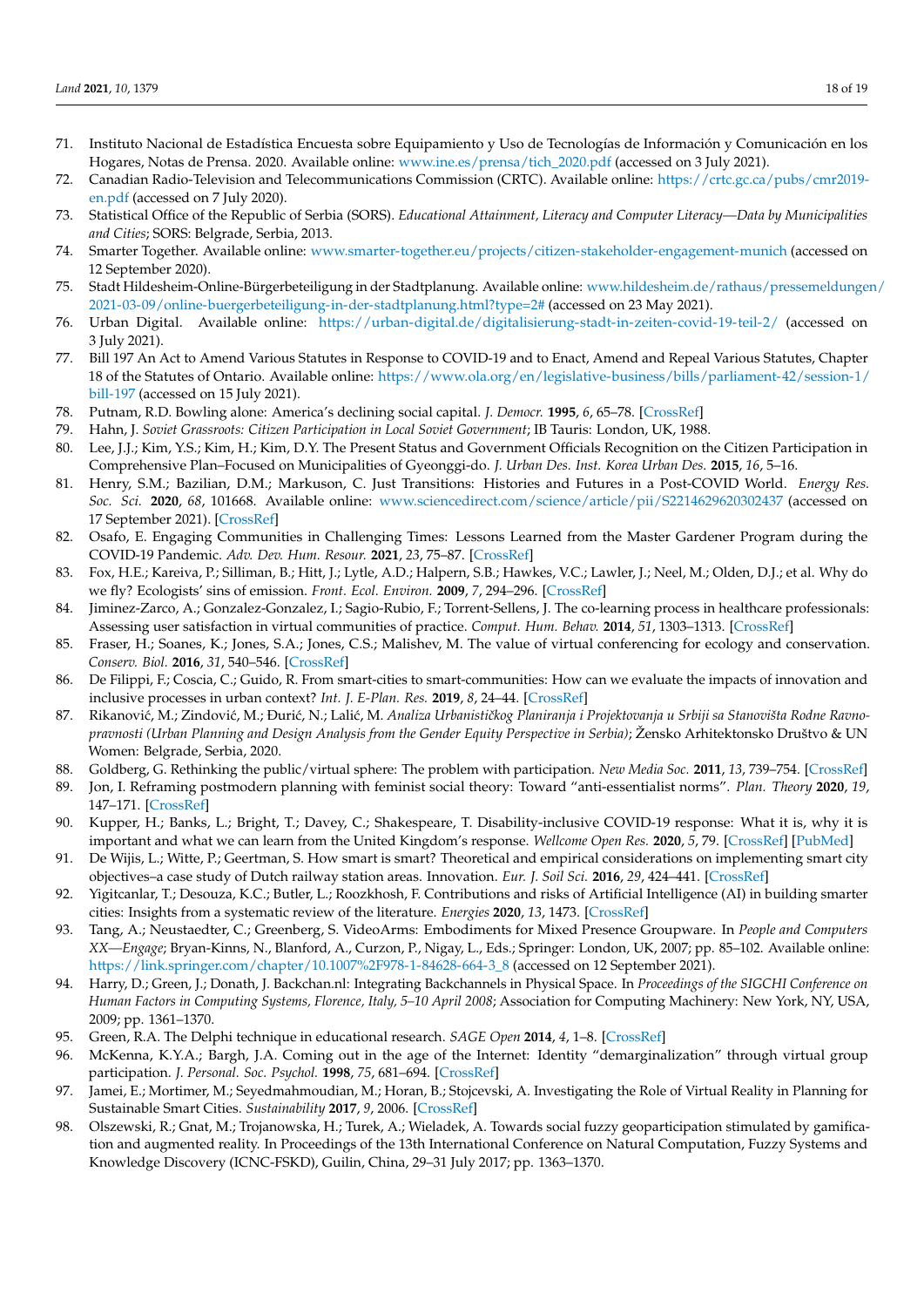71. Instituto Nacional de Estadística Encuesta sobre Equipamiento y Uso de Tecnologías de Información y Comunicación en los Hogares, Notas de Prensa. 2020. Available online: www.ine.es/prensa/tich_2020.pdf (accessed on 3 July 2021).
72. Canadian Radio-Television and Telecommunications Commission (CRTC). Available online: https://crtc.gc.ca/pubs/cmr2019-en.pdf (accessed on 7 July 2020).
73. Statistical Office of the Republic of Serbia (SORS). *Educational Attainment, Literacy and Computer Literacy—Data by Municipalities and Cities*; SORS: Belgrade, Serbia, 2013.
74. Smarter Together. Available online: www.smarter-together.eu/projects/citizen-stakeholder-engagement-munich (accessed on 12 September 2020).
75. Stadt Hildesheim-Online-Bürgerbeteiligung in der Stadtplanung. Available online: www.hildesheim.de/rathaus/pressemeldungen/2021-03-09/online-buergerbeteiligung-in-der-stadtplanung.html?type=2# (accessed on 23 May 2021).
76. Urban Digital. Available online: https://urban-digital.de/digitalisierung-stadt-in-zeiten-covid-19-teil-2/ (accessed on 3 July 2021).
77. Bill 197 An Act to Amend Various Statutes in Response to COVID-19 and to Enact, Amend and Repeal Various Statutes, Chapter 18 of the Statutes of Ontario. Available online: https://www.ola.org/en/legislative-business/bills/parliament-42/session-1/bill-197 (accessed on 15 July 2021).
78. Putnam, R.D. Bowling alone: America's declining social capital. *J. Democr.* **1995**, *6*, 65–78. [CrossRef]
79. Hahn, J. *Soviet Grassroots: Citizen Participation in Local Soviet Government*; IB Tauris: London, UK, 1988.
80. Lee, J.J.; Kim, Y.S.; Kim, H.; Kim, D.Y. The Present Status and Government Officials Recognition on the Citizen Participation in Comprehensive Plan–Focused on Municipalities of Gyeonggi-do. *J. Urban Des. Inst. Korea Urban Des.* **2015**, *16*, 5–16.
81. Henry, S.M.; Bazilian, D.M.; Markuson, C. Just Transitions: Histories and Futures in a Post-COVID World. *Energy Res. Soc. Sci.* **2020**, *68*, 101668. Available online: www.sciencedirect.com/science/article/pii/S2214629620302437 (accessed on 17 September 2021). [CrossRef]
82. Osafo, E. Engaging Communities in Challenging Times: Lessons Learned from the Master Gardener Program during the COVID-19 Pandemic. *Adv. Dev. Hum. Resour.* **2021**, *23*, 75–87. [CrossRef]
83. Fox, H.E.; Kareiva, P.; Silliman, B.; Hitt, J.; Lytle, A.D.; Halpern, S.B.; Hawkes, V.C.; Lawler, J.; Neel, M.; Olden, D.J.; et al. Why do we fly? Ecologists' sins of emission. *Front. Ecol. Environ.* **2009**, *7*, 294–296. [CrossRef]
84. Jiminez-Zarco, A.; Gonzalez-Gonzalez, I.; Sagio-Rubio, F.; Torrent-Sellens, J. The co-learning process in healthcare professionals: Assessing user satisfaction in virtual communities of practice. *Comput. Hum. Behav.* **2014**, *51*, 1303–1313. [CrossRef]
85. Fraser, H.; Soanes, K.; Jones, S.A.; Jones, C.S.; Malishev, M. The value of virtual conferencing for ecology and conservation. *Conserv. Biol.* **2016**, *31*, 540–546. [CrossRef]
86. De Filippi, F.; Coscia, C.; Guido, R. From smart-cities to smart-communities: How can we evaluate the impacts of innovation and inclusive processes in urban context? *Int. J. E-Plan. Res.* **2019**, *8*, 24–44. [CrossRef]
87. Rikanović, M.; Zindović, M.; Đurić, N.; Lalić, M. *Analiza Urbanističkog Planiranja i Projektovanja u Srbiji sa Stanovišta Rodne Ravnopravnosti (Urban Planning and Design Analysis from the Gender Equity Perspective in Serbia)*; Žensko Arhitektonsko Društvo & UN Women: Belgrade, Serbia, 2020.
88. Goldberg, G. Rethinking the public/virtual sphere: The problem with participation. *New Media Soc.* **2011**, *13*, 739–754. [CrossRef]
89. Jon, I. Reframing postmodern planning with feminist social theory: Toward "anti-essentialist norms". *Plan. Theory* **2020**, *19*, 147–171. [CrossRef]
90. Kupper, H.; Banks, L.; Bright, T.; Davey, C.; Shakespeare, T. Disability-inclusive COVID-19 response: What it is, why it is important and what we can learn from the United Kingdom's response. *Wellcome Open Res.* **2020**, *5*, 79. [CrossRef] [PubMed]
91. De Wijis, L.; Witte, P.; Geertman, S. How smart is smart? Theoretical and empirical considerations on implementing smart city objectives–a case study of Dutch railway station areas. Innovation. *Eur. J. Soil Sci.* **2016**, *29*, 424–441. [CrossRef]
92. Yigitcanlar, T.; Desouza, K.C.; Butler, L.; Roozkhosh, F. Contributions and risks of Artificial Intelligence (AI) in building smarter cities: Insights from a systematic review of the literature. *Energies* **2020**, *13*, 1473. [CrossRef]
93. Tang, A.; Neustaedter, C.; Greenberg, S. VideoArms: Embodiments for Mixed Presence Groupware. In *People and Computers XX—Engage*; Bryan-Kinns, N., Blanford, A., Curzon, P., Nigay, L., Eds.; Springer: London, UK, 2007; pp. 85–102. Available online: https://link.springer.com/chapter/10.1007%2F978-1-84628-664-3_8 (accessed on 12 September 2021).
94. Harry, D.; Green, J.; Donath, J. Backchan.nl: Integrating Backchannels in Physical Space. In *Proceedings of the SIGCHI Conference on Human Factors in Computing Systems, Florence, Italy, 5–10 April 2008*; Association for Computing Machinery: New York, NY, USA, 2009; pp. 1361–1370.
95. Green, R.A. The Delphi technique in educational research. *SAGE Open* **2014**, *4*, 1–8. [CrossRef]
96. McKenna, K.Y.A.; Bargh, J.A. Coming out in the age of the Internet: Identity "demarginalization" through virtual group participation. *J. Personal. Soc. Psychol.* **1998**, *75*, 681–694. [CrossRef]
97. Jamei, E.; Mortimer, M.; Seyedmahmoudian, M.; Horan, B.; Stojcevski, A. Investigating the Role of Virtual Reality in Planning for Sustainable Smart Cities. *Sustainability* **2017**, *9*, 2006. [CrossRef]
98. Olszewski, R.; Gnat, M.; Trojanowska, H.; Turek, A.; Wieladek, A. Towards social fuzzy geoparticipation stimulated by gamification and augmented reality. In Proceedings of the 13th International Conference on Natural Computation, Fuzzy Systems and Knowledge Discovery (ICNC-FSKD), Guilin, China, 29–31 July 2017; pp. 1363–1370.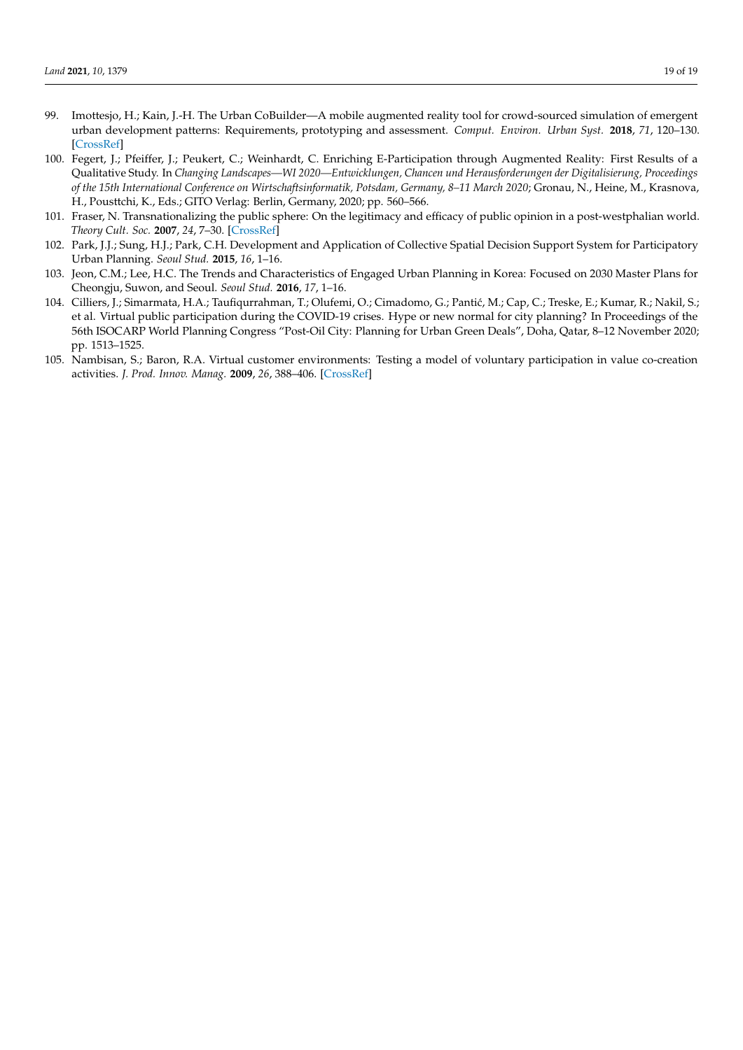99. Imottesjo, H.; Kain, J.-H. The Urban CoBuilder—A mobile augmented reality tool for crowd-sourced simulation of emergent urban development patterns: Requirements, prototyping and assessment. *Comput. Environ. Urban Syst.* **2018**, *71*, 120–130. [CrossRef]
100. Fegert, J.; Pfeiffer, J.; Peukert, C.; Weinhardt, C. Enriching E-Participation through Augmented Reality: First Results of a Qualitative Study. In *Changing Landscapes—WI 2020—Entwicklungen, Chancen und Herausforderungen der Digitalisierung, Proceedings of the 15th International Conference on Wirtschaftsinformatik, Potsdam, Germany, 8–11 March 2020*; Gronau, N., Heine, M., Krasnova, H., Pousttchi, K., Eds.; GITO Verlag: Berlin, Germany, 2020; pp. 560–566.
101. Fraser, N. Transnationalizing the public sphere: On the legitimacy and efficacy of public opinion in a post-westphalian world. *Theory Cult. Soc.* **2007**, *24*, 7–30. [CrossRef]
102. Park, J.J.; Sung, H.J.; Park, C.H. Development and Application of Collective Spatial Decision Support System for Participatory Urban Planning. *Seoul Stud.* **2015**, *16*, 1–16.
103. Jeon, C.M.; Lee, H.C. The Trends and Characteristics of Engaged Urban Planning in Korea: Focused on 2030 Master Plans for Cheongju, Suwon, and Seoul. *Seoul Stud.* **2016**, *17*, 1–16.
104. Cilliers, J.; Simarmata, H.A.; Taufiqurrahman, T.; Olufemi, O.; Cimadomo, G.; Pantić, M.; Cap, C.; Treske, E.; Kumar, R.; Nakil, S.; et al. Virtual public participation during the COVID-19 crises. Hype or new normal for city planning? In Proceedings of the 56th ISOCARP World Planning Congress "Post-Oil City: Planning for Urban Green Deals", Doha, Qatar, 8–12 November 2020; pp. 1513–1525.
105. Nambisan, S.; Baron, R.A. Virtual customer environments: Testing a model of voluntary participation in value co-creation activities. *J. Prod. Innov. Manag.* **2009**, *26*, 388–406. [CrossRef]